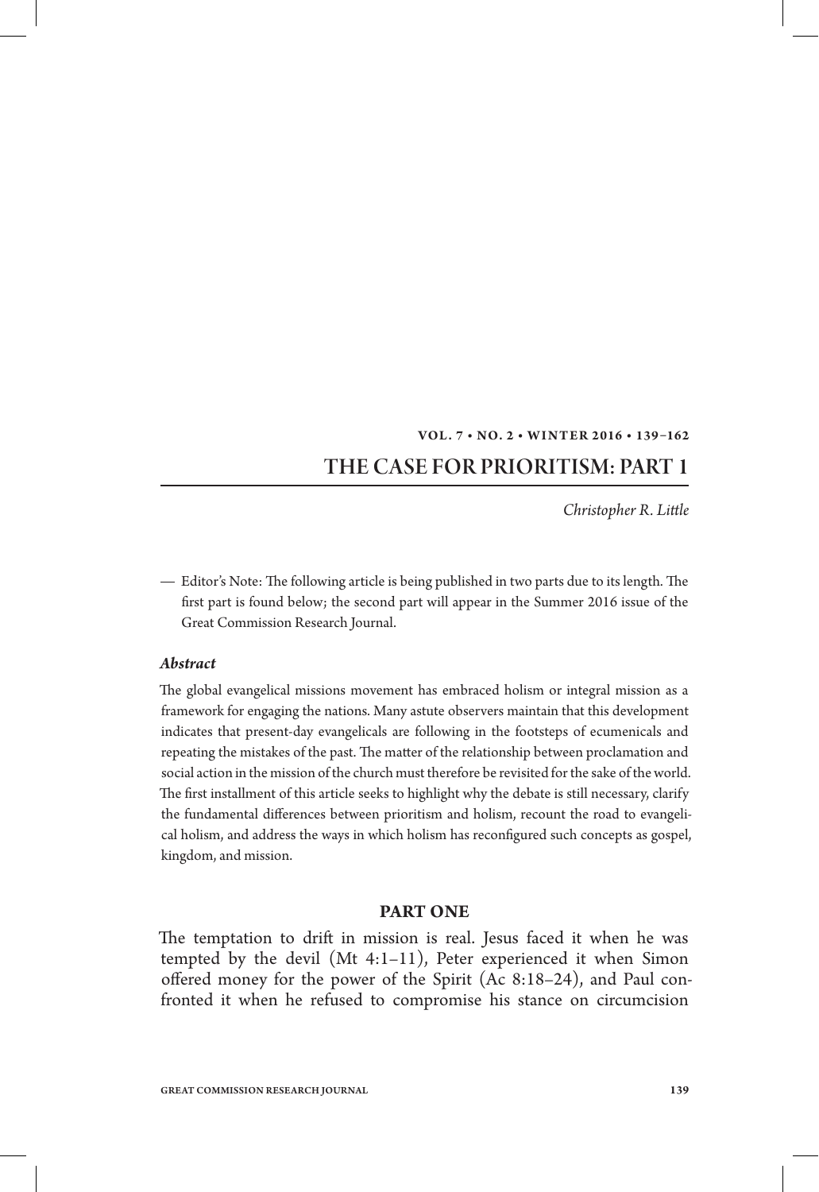# THE CASE FOR PRIORITISM: PART 1

*Christopher R. Little*

— Editor's Note: The following article is being published in two parts due to its length. The first part is found below; the second part will appear in the Summer 2016 issue of the Great Commission Research Journal.

### *Abstract*

The global evangelical missions movement has embraced holism or integral mission as a framework for engaging the nations. Many astute observers maintain that this development indicates that present-day evangelicals are following in the footsteps of ecumenicals and repeating the mistakes of the past. The matter of the relationship between proclamation and social action in the mission of the church must therefore be revisited for the sake of the world. The first installment of this article seeks to highlight why the debate is still necessary, clarify the fundamental differences between prioritism and holism, recount the road to evangelical holism, and address the ways in which holism has reconfigured such concepts as gospel, kingdom, and mission.

## PART ONE

The temptation to drift in mission is real. Jesus faced it when he was tempted by the devil (Mt 4:1–11), Peter experienced it when Simon offered money for the power of the Spirit (Ac 8:18–24), and Paul confronted it when he refused to compromise his stance on circumcision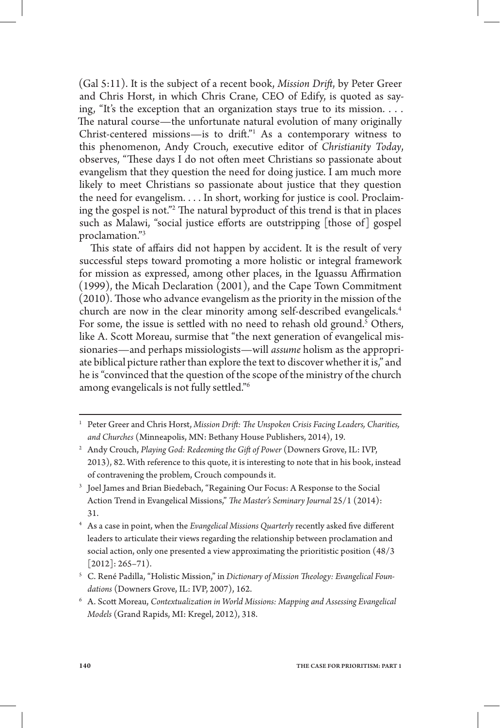(Gal 5:11). It is the subject of a recent book, *Mission Drift*, by Peter Greer and Chris Horst, in which Chris Crane, CEO of Edify, is quoted as saying, "It's the exception that an organization stays true to its mission. . . . The natural course—the unfortunate natural evolution of many originally Christ-centered missions—is to drift."[1] As a contemporary witness to this phenomenon, Andy Crouch, executive editor of *Christianity Today*, observes, "These days I do not often meet Christians so passionate about evangelism that they question the need for doing justice. I am much more likely to meet Christians so passionate about justice that they question the need for evangelism. . . . In short, working for justice is cool. Proclaiming the gospel is not."[2] The natural byproduct of this trend is that in places such as Malawi, "social justice efforts are outstripping [those of] gospel proclamation."[3]

This state of affairs did not happen by accident. It is the result of very successful steps toward promoting a more holistic or integral framework for mission as expressed, among other places, in the Iguassu Affirmation (1999), the Micah Declaration (2001), and the Cape Town Commitment (2010). Those who advance evangelism as the priority in the mission of the church are now in the clear minority among self-described evangelicals.[4] For some, the issue is settled with no need to rehash old ground.[5] Others, like A. Scott Moreau, surmise that "the next generation of evangelical missionaries—and perhaps missiologists—will *assume* holism as the appropriate biblical picture rather than explore the text to discover whether it is," and he is "convinced that the question of the scope of the ministry of the church among evangelicals is not fully settled."[6]

---

[1] Peter Greer and Chris Horst, *Mission Drift: The Unspoken Crisis Facing Leaders, Charities, and Churches* (Minneapolis, MN: Bethany House Publishers, 2014), 19.

[2] Andy Crouch, *Playing God: Redeeming the Gift of Power* (Downers Grove, IL: IVP, 2013), 82. With reference to this quote, it is interesting to note that in his book, instead of contravening the problem, Crouch compounds it.

[3] Joel James and Brian Biedebach, "Regaining Our Focus: A Response to the Social Action Trend in Evangelical Missions," *The Master's Seminary Journal* 25/1 (2014): 31.

[4] As a case in point, when the *Evangelical Missions Quarterly* recently asked five different leaders to articulate their views regarding the relationship between proclamation and social action, only one presented a view approximating the prioritistic position (48/3 [2012]: 265–71).

[5] C. René Padilla, "Holistic Mission," in *Dictionary of Mission Theology: Evangelical Foundations* (Downers Grove, IL: IVP, 2007), 162.

[6] A. Scott Moreau, *Contextualization in World Missions: Mapping and Assessing Evangelical Models* (Grand Rapids, MI: Kregel, 2012), 318.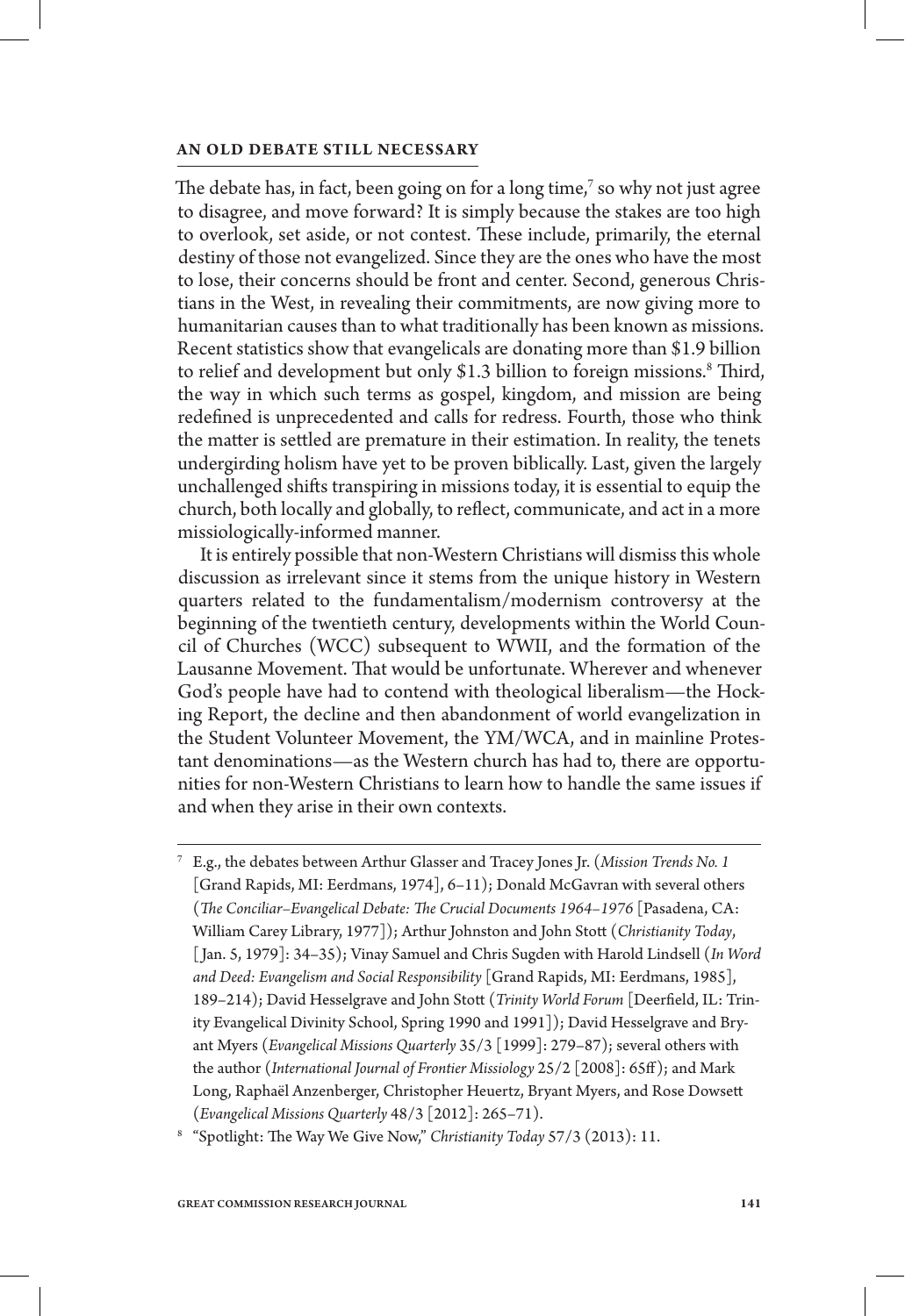## AN OLD DEBATE STILL NECESSARY

The debate has, in fact, been going on for a long time,[7] so why not just agree to disagree, and move forward? It is simply because the stakes are too high to overlook, set aside, or not contest. These include, primarily, the eternal destiny of those not evangelized. Since they are the ones who have the most to lose, their concerns should be front and center. Second, generous Christians in the West, in revealing their commitments, are now giving more to humanitarian causes than to what traditionally has been known as missions. Recent statistics show that evangelicals are donating more than $1.9 billion to relief and development but only $1.3 billion to foreign missions.[8] Third, the way in which such terms as gospel, kingdom, and mission are being redefined is unprecedented and calls for redress. Fourth, those who think the matter is settled are premature in their estimation. In reality, the tenets undergirding holism have yet to be proven biblically. Last, given the largely unchallenged shifts transpiring in missions today, it is essential to equip the church, both locally and globally, to reflect, communicate, and act in a more missiologically-informed manner.

It is entirely possible that non-Western Christians will dismiss this whole discussion as irrelevant since it stems from the unique history in Western quarters related to the fundamentalism/modernism controversy at the beginning of the twentieth century, developments within the World Council of Churches (WCC) subsequent to WWII, and the formation of the Lausanne Movement. That would be unfortunate. Wherever and whenever God's people have had to contend with theological liberalism—the Hocking Report, the decline and then abandonment of world evangelization in the Student Volunteer Movement, the YM/WCA, and in mainline Protestant denominations—as the Western church has had to, there are opportunities for non-Western Christians to learn how to handle the same issues if and when they arise in their own contexts.

---

[7] E.g., the debates between Arthur Glasser and Tracey Jones Jr. (*Mission Trends No. 1* [Grand Rapids, MI: Eerdmans, 1974], 6–11); Donald McGavran with several others (*The Conciliar–Evangelical Debate: The Crucial Documents 1964–1976* [Pasadena, CA: William Carey Library, 1977]); Arthur Johnston and John Stott (*Christianity Today*, [Jan. 5, 1979]: 34–35); Vinay Samuel and Chris Sugden with Harold Lindsell (*In Word and Deed: Evangelism and Social Responsibility* [Grand Rapids, MI: Eerdmans, 1985], 189–214); David Hesselgrave and John Stott (*Trinity World Forum* [Deerfield, IL: Trinity Evangelical Divinity School, Spring 1990 and 1991]); David Hesselgrave and Bryant Myers (*Evangelical Missions Quarterly* 35/3 [1999]: 279–87); several others with the author (*International Journal of Frontier Missiology* 25/2 [2008]: 65ff); and Mark Long, Raphaël Anzenberger, Christopher Heuertz, Bryant Myers, and Rose Dowsett (*Evangelical Missions Quarterly* 48/3 [2012]: 265–71).

[8] "Spotlight: The Way We Give Now," *Christianity Today* 57/3 (2013): 11.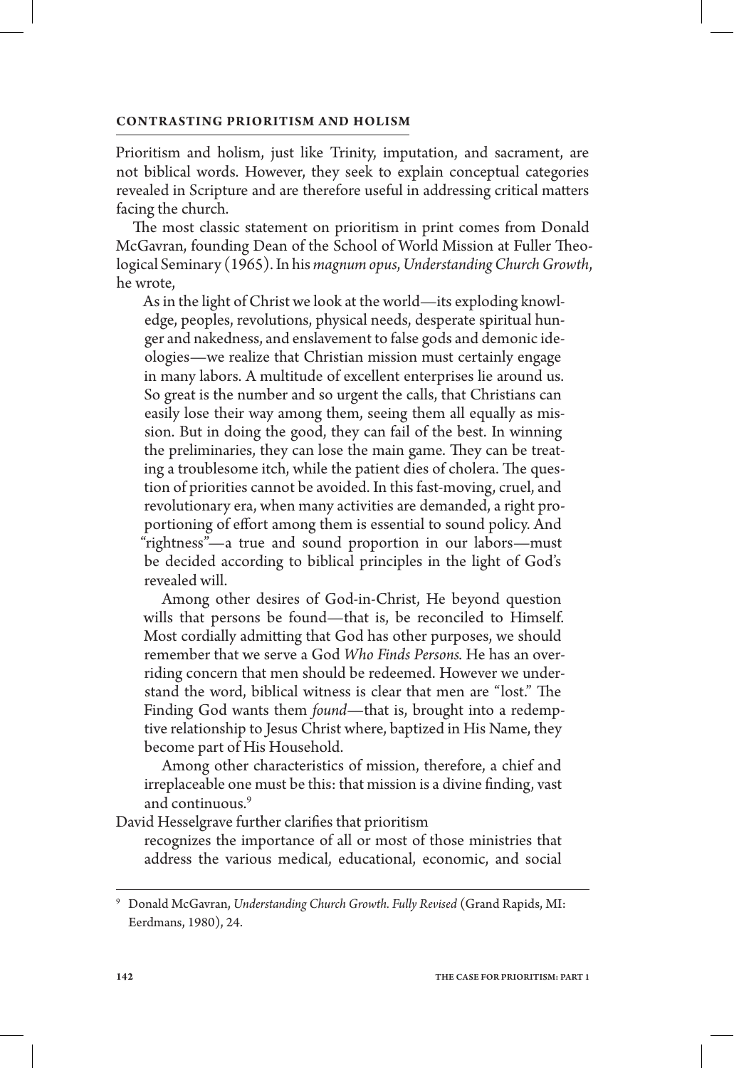## CONTRASTING PRIORITISM AND HOLISM

Prioritism and holism, just like Trinity, imputation, and sacrament, are not biblical words. However, they seek to explain conceptual categories revealed in Scripture and are therefore useful in addressing critical matters facing the church.

The most classic statement on prioritism in print comes from Donald McGavran, founding Dean of the School of World Mission at Fuller Theological Seminary (1965). In his *magnum opus*, *Understanding Church Growth*, he wrote,

> As in the light of Christ we look at the world—its exploding knowledge, peoples, revolutions, physical needs, desperate spiritual hunger and nakedness, and enslavement to false gods and demonic ideologies—we realize that Christian mission must certainly engage in many labors. A multitude of excellent enterprises lie around us. So great is the number and so urgent the calls, that Christians can easily lose their way among them, seeing them all equally as mission. But in doing the good, they can fail of the best. In winning the preliminaries, they can lose the main game. They can be treating a troublesome itch, while the patient dies of cholera. The question of priorities cannot be avoided. In this fast-moving, cruel, and revolutionary era, when many activities are demanded, a right proportioning of effort among them is essential to sound policy. And "rightness"—a true and sound proportion in our labors—must be decided according to biblical principles in the light of God's revealed will.
>
> Among other desires of God-in-Christ, He beyond question wills that persons be found—that is, be reconciled to Himself. Most cordially admitting that God has other purposes, we should remember that we serve a God *Who Finds Persons.* He has an overriding concern that men should be redeemed. However we understand the word, biblical witness is clear that men are "lost." The Finding God wants them *found*—that is, brought into a redemptive relationship to Jesus Christ where, baptized in His Name, they become part of His Household.
>
> Among other characteristics of mission, therefore, a chief and irreplaceable one must be this: that mission is a divine finding, vast and continuous.[9]

David Hesselgrave further clarifies that prioritism

> recognizes the importance of all or most of those ministries that address the various medical, educational, economic, and social

[9] Donald McGavran, *Understanding Church Growth. Fully Revised* (Grand Rapids, MI: Eerdmans, 1980), 24.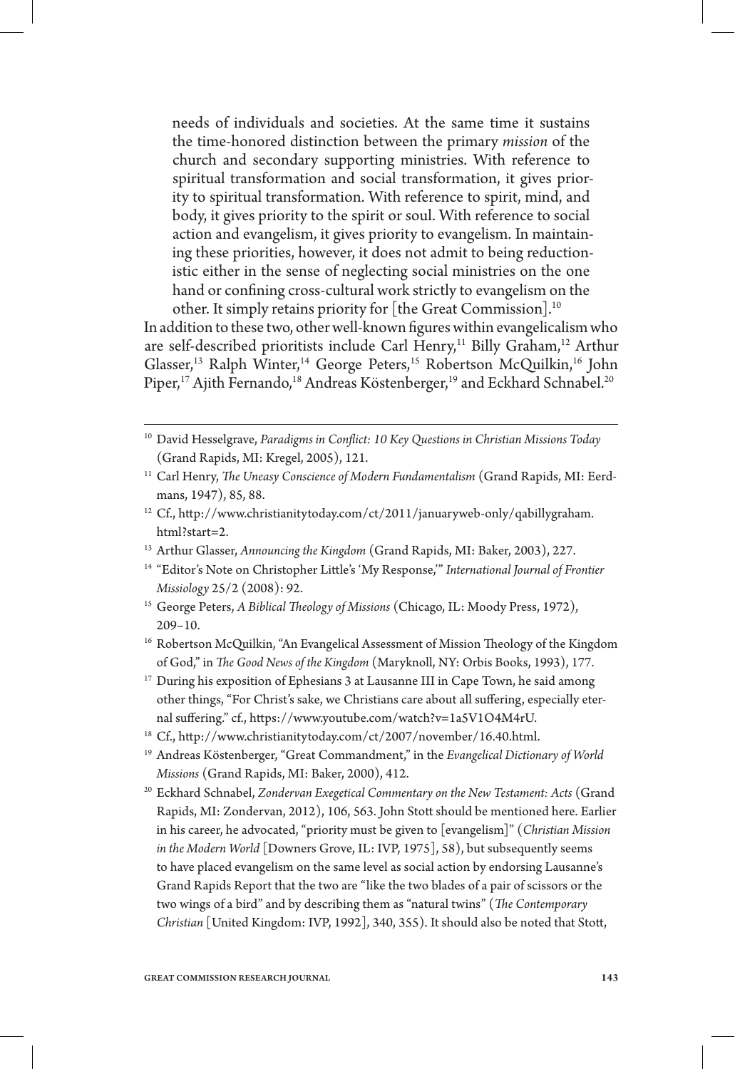needs of individuals and societies. At the same time it sustains the time-honored distinction between the primary *mission* of the church and secondary supporting ministries. With reference to spiritual transformation and social transformation, it gives priority to spiritual transformation. With reference to spirit, mind, and body, it gives priority to the spirit or soul. With reference to social action and evangelism, it gives priority to evangelism. In maintaining these priorities, however, it does not admit to being reductionistic either in the sense of neglecting social ministries on the one hand or confining cross-cultural work strictly to evangelism on the other. It simply retains priority for [the Great Commission].[10]

In addition to these two, other well-known figures within evangelicalism who are self-described prioritists include Carl Henry,[11] Billy Graham,[12] Arthur Glasser,[13] Ralph Winter,[14] George Peters,[15] Robertson McQuilkin,[16] John Piper,[17] Ajith Fernando,[18] Andreas Köstenberger,[19] and Eckhard Schnabel.[20]

---

[10] David Hesselgrave, *Paradigms in Conflict: 10 Key Questions in Christian Missions Today* (Grand Rapids, MI: Kregel, 2005), 121.

[11] Carl Henry, *The Uneasy Conscience of Modern Fundamentalism* (Grand Rapids, MI: Eerdmans, 1947), 85, 88.

[12] Cf., http://www.christianitytoday.com/ct/2011/januaryweb-only/qabillygraham.html?start=2.

[13] Arthur Glasser, *Announcing the Kingdom* (Grand Rapids, MI: Baker, 2003), 227.

[14] "Editor's Note on Christopher Little's 'My Response,'" *International Journal of Frontier Missiology* 25/2 (2008): 92.

[15] George Peters, *A Biblical Theology of Missions* (Chicago, IL: Moody Press, 1972), 209–10.

[16] Robertson McQuilkin, "An Evangelical Assessment of Mission Theology of the Kingdom of God," in *The Good News of the Kingdom* (Maryknoll, NY: Orbis Books, 1993), 177.

[17] During his exposition of Ephesians 3 at Lausanne III in Cape Town, he said among other things, "For Christ's sake, we Christians care about all suffering, especially eternal suffering." cf., https://www.youtube.com/watch?v=1a5V1O4M4rU.

[18] Cf., http://www.christianitytoday.com/ct/2007/november/16.40.html.

[19] Andreas Köstenberger, "Great Commandment," in the *Evangelical Dictionary of World Missions* (Grand Rapids, MI: Baker, 2000), 412.

[20] Eckhard Schnabel, *Zondervan Exegetical Commentary on the New Testament: Acts* (Grand Rapids, MI: Zondervan, 2012), 106, 563. John Stott should be mentioned here. Earlier in his career, he advocated, "priority must be given to [evangelism]" (*Christian Mission in the Modern World* [Downers Grove, IL: IVP, 1975], 58), but subsequently seems to have placed evangelism on the same level as social action by endorsing Lausanne's Grand Rapids Report that the two are "like the two blades of a pair of scissors or the two wings of a bird" and by describing them as "natural twins" (*The Contemporary Christian* [United Kingdom: IVP, 1992], 340, 355). It should also be noted that Stott,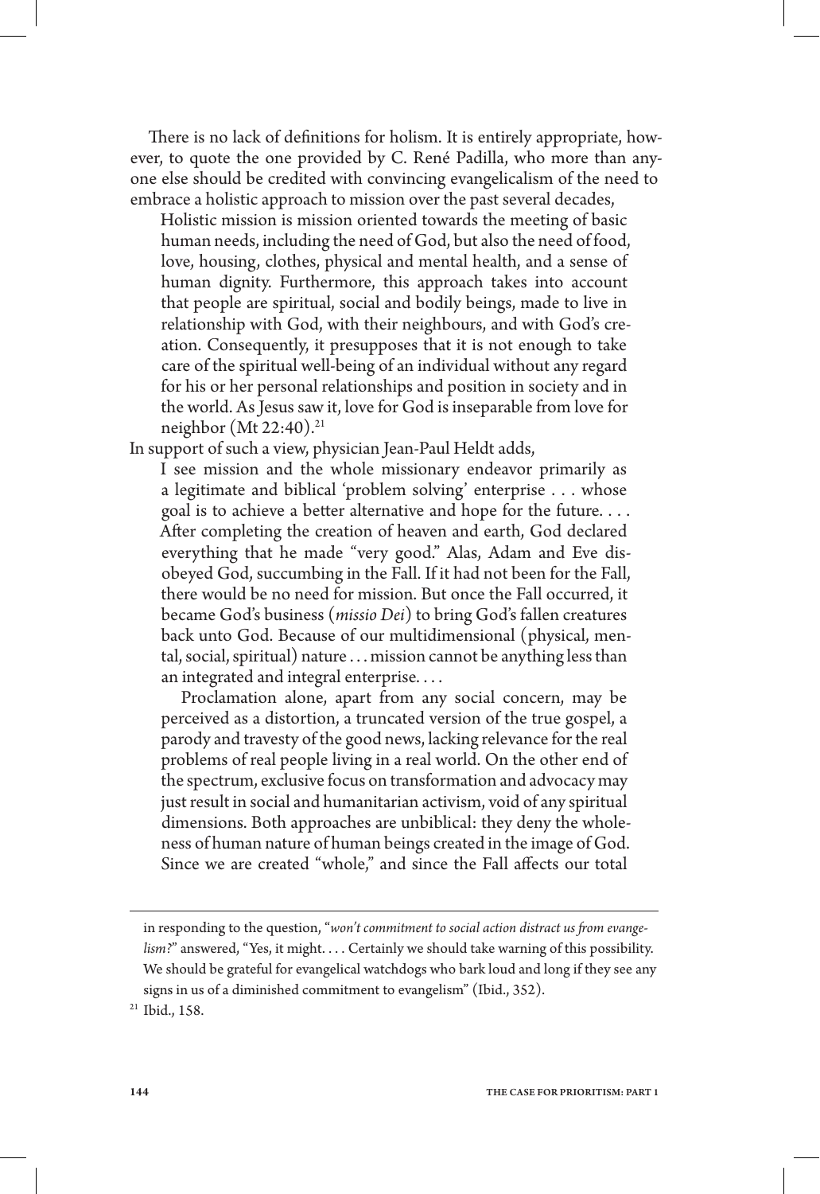There is no lack of definitions for holism. It is entirely appropriate, however, to quote the one provided by C. René Padilla, who more than anyone else should be credited with convincing evangelicalism of the need to embrace a holistic approach to mission over the past several decades,

> Holistic mission is mission oriented towards the meeting of basic human needs, including the need of God, but also the need of food, love, housing, clothes, physical and mental health, and a sense of human dignity. Furthermore, this approach takes into account that people are spiritual, social and bodily beings, made to live in relationship with God, with their neighbours, and with God's creation. Consequently, it presupposes that it is not enough to take care of the spiritual well-being of an individual without any regard for his or her personal relationships and position in society and in the world. As Jesus saw it, love for God is inseparable from love for neighbor (Mt 22:40).[21]

In support of such a view, physician Jean-Paul Heldt adds,

> I see mission and the whole missionary endeavor primarily as a legitimate and biblical 'problem solving' enterprise . . . whose goal is to achieve a better alternative and hope for the future. . . . After completing the creation of heaven and earth, God declared everything that he made "very good." Alas, Adam and Eve disobeyed God, succumbing in the Fall. If it had not been for the Fall, there would be no need for mission. But once the Fall occurred, it became God's business (*missio Dei*) to bring God's fallen creatures back unto God. Because of our multidimensional (physical, mental, social, spiritual) nature . . . mission cannot be anything less than an integrated and integral enterprise. . . .
>
> Proclamation alone, apart from any social concern, may be perceived as a distortion, a truncated version of the true gospel, a parody and travesty of the good news, lacking relevance for the real problems of real people living in a real world. On the other end of the spectrum, exclusive focus on transformation and advocacy may just result in social and humanitarian activism, void of any spiritual dimensions. Both approaches are unbiblical: they deny the wholeness of human nature of human beings created in the image of God. Since we are created "whole," and since the Fall affects our total

---

in responding to the question, "*won't commitment to social action distract us from evangelism?*" answered, "Yes, it might. . . . Certainly we should take warning of this possibility. We should be grateful for evangelical watchdogs who bark loud and long if they see any signs in us of a diminished commitment to evangelism" (Ibid., 352).

[21] Ibid., 158.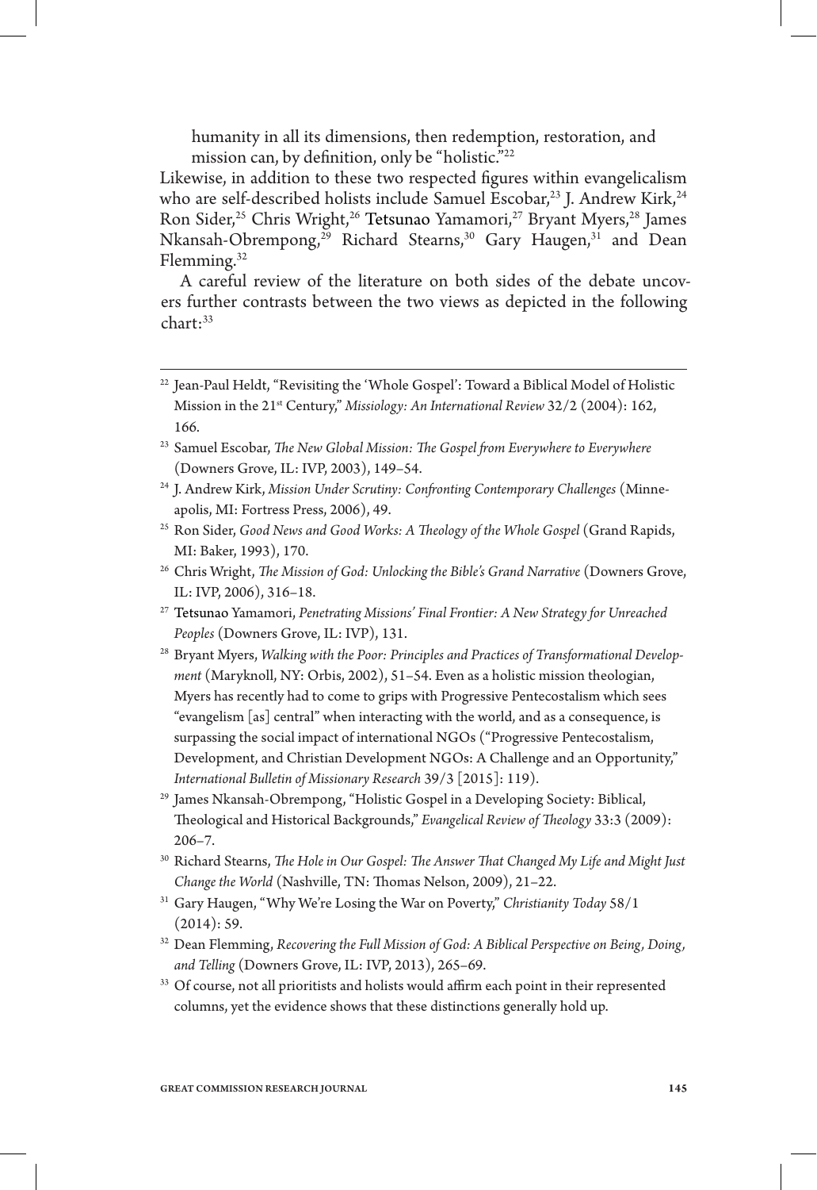humanity in all its dimensions, then redemption, restoration, and mission can, by definition, only be "holistic."[22]

Likewise, in addition to these two respected figures within evangelicalism who are self-described holists include Samuel Escobar,[23] J. Andrew Kirk,[24] Ron Sider,[25] Chris Wright,[26] Tetsunao Yamamori,[27] Bryant Myers,[28] James Nkansah-Obrempong,[29] Richard Stearns,[30] Gary Haugen,[31] and Dean Flemming.[32]

A careful review of the literature on both sides of the debate uncovers further contrasts between the two views as depicted in the following chart:[33]

---

[22] Jean-Paul Heldt, "Revisiting the 'Whole Gospel': Toward a Biblical Model of Holistic Mission in the 21st Century," *Missiology: An International Review* 32/2 (2004): 162, 166.

[23] Samuel Escobar, *The New Global Mission: The Gospel from Everywhere to Everywhere* (Downers Grove, IL: IVP, 2003), 149–54.

[24] J. Andrew Kirk, *Mission Under Scrutiny: Confronting Contemporary Challenges* (Minneapolis, MI: Fortress Press, 2006), 49.

[25] Ron Sider, *Good News and Good Works: A Theology of the Whole Gospel* (Grand Rapids, MI: Baker, 1993), 170.

[26] Chris Wright, *The Mission of God: Unlocking the Bible's Grand Narrative* (Downers Grove, IL: IVP, 2006), 316–18.

[27] Tetsunao Yamamori, *Penetrating Missions' Final Frontier: A New Strategy for Unreached Peoples* (Downers Grove, IL: IVP), 131.

[28] Bryant Myers, *Walking with the Poor: Principles and Practices of Transformational Development* (Maryknoll, NY: Orbis, 2002), 51–54. Even as a holistic mission theologian, Myers has recently had to come to grips with Progressive Pentecostalism which sees "evangelism [as] central" when interacting with the world, and as a consequence, is surpassing the social impact of international NGOs ("Progressive Pentecostalism, Development, and Christian Development NGOs: A Challenge and an Opportunity," *International Bulletin of Missionary Research* 39/3 [2015]: 119).

[29] James Nkansah-Obrempong, "Holistic Gospel in a Developing Society: Biblical, Theological and Historical Backgrounds," *Evangelical Review of Theology* 33:3 (2009): 206–7.

[30] Richard Stearns, *The Hole in Our Gospel: The Answer That Changed My Life and Might Just Change the World* (Nashville, TN: Thomas Nelson, 2009), 21–22.

[31] Gary Haugen, "Why We're Losing the War on Poverty," *Christianity Today* 58/1 (2014): 59.

[32] Dean Flemming, *Recovering the Full Mission of God: A Biblical Perspective on Being, Doing, and Telling* (Downers Grove, IL: IVP, 2013), 265–69.

[33] Of course, not all prioritists and holists would affirm each point in their represented columns, yet the evidence shows that these distinctions generally hold up.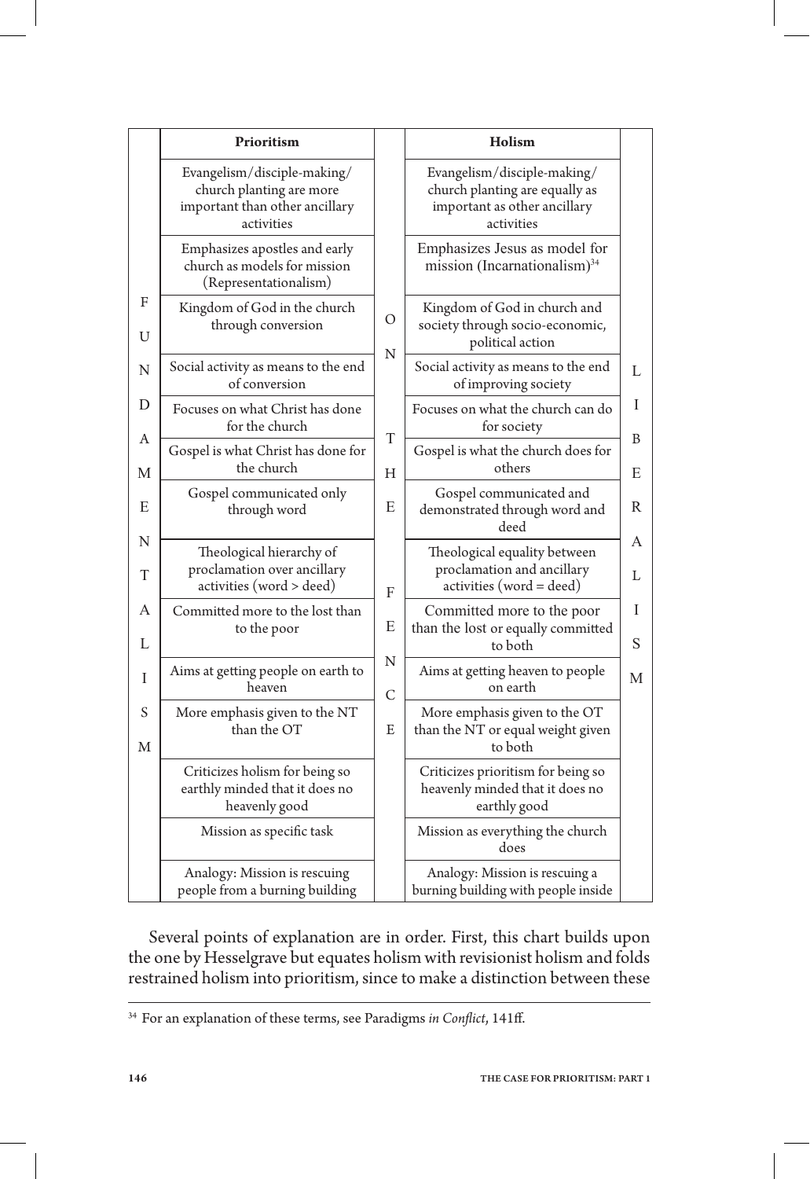| FUNDAMENTALISM | Prioritism | ON THE FENCE | Holism | LIBERALISM |
|---|---|---|---|---|
| | Evangelism/disciple-making/ church planting are more important than other ancillary activities | | Evangelism/disciple-making/ church planting are equally as important as other ancillary activities | |
| | Emphasizes apostles and early church as models for mission (Representationalism) | | Emphasizes Jesus as model for mission (Incarnationalism)[34] | |
| | Kingdom of God in the church through conversion | | Kingdom of God in church and society through socio-economic, political action | |
| | Social activity as means to the end of conversion | | Social activity as means to the end of improving society | |
| | Focuses on what Christ has done for the church | | Focuses on what the church can do for society | |
| | Gospel is what Christ has done for the church | | Gospel is what the church does for others | |
| | Gospel communicated only through word | | Gospel communicated and demonstrated through word and deed | |
| | Theological hierarchy of proclamation over ancillary activities (word > deed) | | Theological equality between proclamation and ancillary activities (word = deed) | |
| | Committed more to the lost than to the poor | | Committed more to the poor than the lost or equally committed to both | |
| | Aims at getting people on earth to heaven | | Aims at getting heaven to people on earth | |
| | More emphasis given to the NT than the OT | | More emphasis given to the OT than the NT or equal weight given to both | |
| | Criticizes holism for being so earthly minded that it does no heavenly good | | Criticizes prioritism for being so heavenly minded that it does no earthly good | |
| | Mission as specific task | | Mission as everything the church does | |
| | Analogy: Mission is rescuing people from a burning building | | Analogy: Mission is rescuing a burning building with people inside | |

Several points of explanation are in order. First, this chart builds upon the one by Hesselgrave but equates holism with revisionist holism and folds restrained holism into prioritism, since to make a distinction between these

[34] For an explanation of these terms, see Paradigms *in Conflict*, 141ff.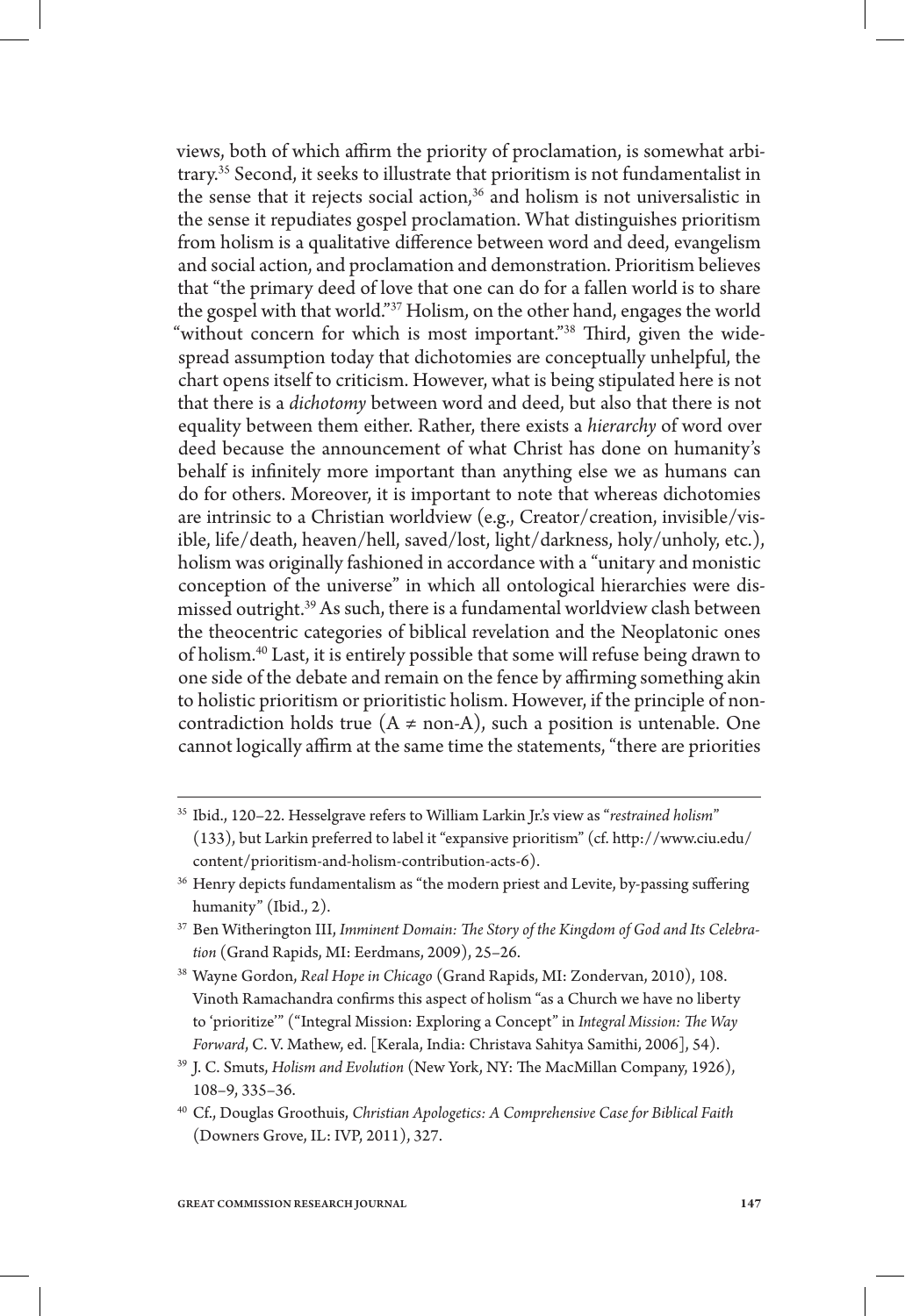views, both of which affirm the priority of proclamation, is somewhat arbitrary.[35] Second, it seeks to illustrate that prioritism is not fundamentalist in the sense that it rejects social action,[36] and holism is not universalistic in the sense it repudiates gospel proclamation. What distinguishes prioritism from holism is a qualitative difference between word and deed, evangelism and social action, and proclamation and demonstration. Prioritism believes that "the primary deed of love that one can do for a fallen world is to share the gospel with that world."[37] Holism, on the other hand, engages the world "without concern for which is most important."[38] Third, given the widespread assumption today that dichotomies are conceptually unhelpful, the chart opens itself to criticism. However, what is being stipulated here is not that there is a *dichotomy* between word and deed, but also that there is not equality between them either. Rather, there exists a *hierarchy* of word over deed because the announcement of what Christ has done on humanity's behalf is infinitely more important than anything else we as humans can do for others. Moreover, it is important to note that whereas dichotomies are intrinsic to a Christian worldview (e.g., Creator/creation, invisible/visible, life/death, heaven/hell, saved/lost, light/darkness, holy/unholy, etc.), holism was originally fashioned in accordance with a "unitary and monistic conception of the universe" in which all ontological hierarchies were dismissed outright.[39] As such, there is a fundamental worldview clash between the theocentric categories of biblical revelation and the Neoplatonic ones of holism.[40] Last, it is entirely possible that some will refuse being drawn to one side of the debate and remain on the fence by affirming something akin to holistic prioritism or prioritistic holism. However, if the principle of noncontradiction holds true ($A \neq$ non-A), such a position is untenable. One cannot logically affirm at the same time the statements, "there are priorities

---

[35] Ibid., 120–22. Hesselgrave refers to William Larkin Jr.'s view as "*restrained holism*" (133), but Larkin preferred to label it "expansive prioritism" (cf. http://www.ciu.edu/content/prioritism-and-holism-contribution-acts-6).

[36] Henry depicts fundamentalism as "the modern priest and Levite, by-passing suffering humanity" (Ibid., 2).

[37] Ben Witherington III, *Imminent Domain: The Story of the Kingdom of God and Its Celebration* (Grand Rapids, MI: Eerdmans, 2009), 25–26.

[38] Wayne Gordon, *Real Hope in Chicago* (Grand Rapids, MI: Zondervan, 2010), 108. Vinoth Ramachandra confirms this aspect of holism "as a Church we have no liberty to 'prioritize'" ("Integral Mission: Exploring a Concept" in *Integral Mission: The Way Forward*, C. V. Mathew, ed. [Kerala, India: Christava Sahitya Samithi, 2006], 54).

[39] J. C. Smuts, *Holism and Evolution* (New York, NY: The MacMillan Company, 1926), 108–9, 335–36.

[40] Cf., Douglas Groothuis, *Christian Apologetics: A Comprehensive Case for Biblical Faith* (Downers Grove, IL: IVP, 2011), 327.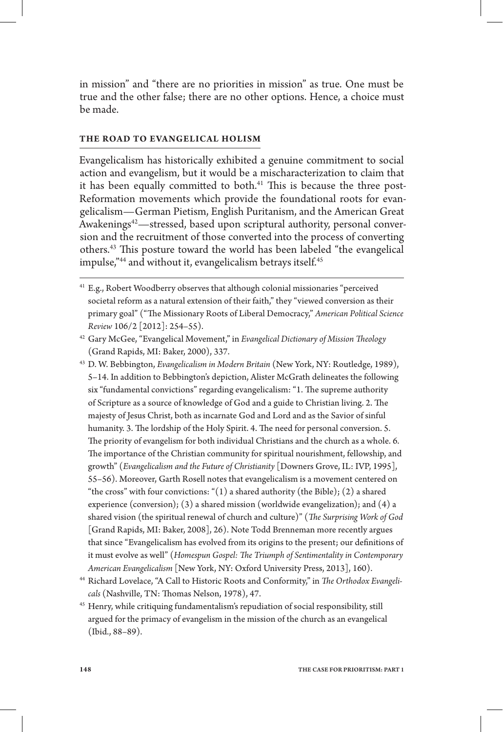in mission" and "there are no priorities in mission" as true. One must be true and the other false; there are no other options. Hence, a choice must be made.

## THE ROAD TO EVANGELICAL HOLISM

Evangelicalism has historically exhibited a genuine commitment to social action and evangelism, but it would be a mischaracterization to claim that it has been equally committed to both.[41] This is because the three post-Reformation movements which provide the foundational roots for evangelicalism—German Pietism, English Puritanism, and the American Great Awakenings[42]—stressed, based upon scriptural authority, personal conversion and the recruitment of those converted into the process of converting others.[43] This posture toward the world has been labeled "the evangelical impulse,"[44] and without it, evangelicalism betrays itself.[45]

---

[41] E.g., Robert Woodberry observes that although colonial missionaries "perceived societal reform as a natural extension of their faith," they "viewed conversion as their primary goal" ("The Missionary Roots of Liberal Democracy," *American Political Science Review* 106/2 [2012]: 254–55).

[42] Gary McGee, "Evangelical Movement," in *Evangelical Dictionary of Mission Theology* (Grand Rapids, MI: Baker, 2000), 337.

[43] D. W. Bebbington, *Evangelicalism in Modern Britain* (New York, NY: Routledge, 1989), 5–14. In addition to Bebbington's depiction, Alister McGrath delineates the following six "fundamental convictions" regarding evangelicalism: "1. The supreme authority of Scripture as a source of knowledge of God and a guide to Christian living. 2. The majesty of Jesus Christ, both as incarnate God and Lord and as the Savior of sinful humanity. 3. The lordship of the Holy Spirit. 4. The need for personal conversion. 5. The priority of evangelism for both individual Christians and the church as a whole. 6. The importance of the Christian community for spiritual nourishment, fellowship, and growth" (*Evangelicalism and the Future of Christianity* [Downers Grove, IL: IVP, 1995], 55–56). Moreover, Garth Rosell notes that evangelicalism is a movement centered on "the cross" with four convictions: "(1) a shared authority (the Bible); (2) a shared experience (conversion); (3) a shared mission (worldwide evangelization); and (4) a shared vision (the spiritual renewal of church and culture)" (*The Surprising Work of God* [Grand Rapids, MI: Baker, 2008], 26). Note Todd Brenneman more recently argues that since "Evangelicalism has evolved from its origins to the present; our definitions of it must evolve as well" (*Homespun Gospel: The Triumph of Sentimentality in Contemporary American Evangelicalism* [New York, NY: Oxford University Press, 2013], 160).

[44] Richard Lovelace, "A Call to Historic Roots and Conformity," in *The Orthodox Evangelicals* (Nashville, TN: Thomas Nelson, 1978), 47.

[45] Henry, while critiquing fundamentalism's repudiation of social responsibility, still argued for the primacy of evangelism in the mission of the church as an evangelical (Ibid., 88–89).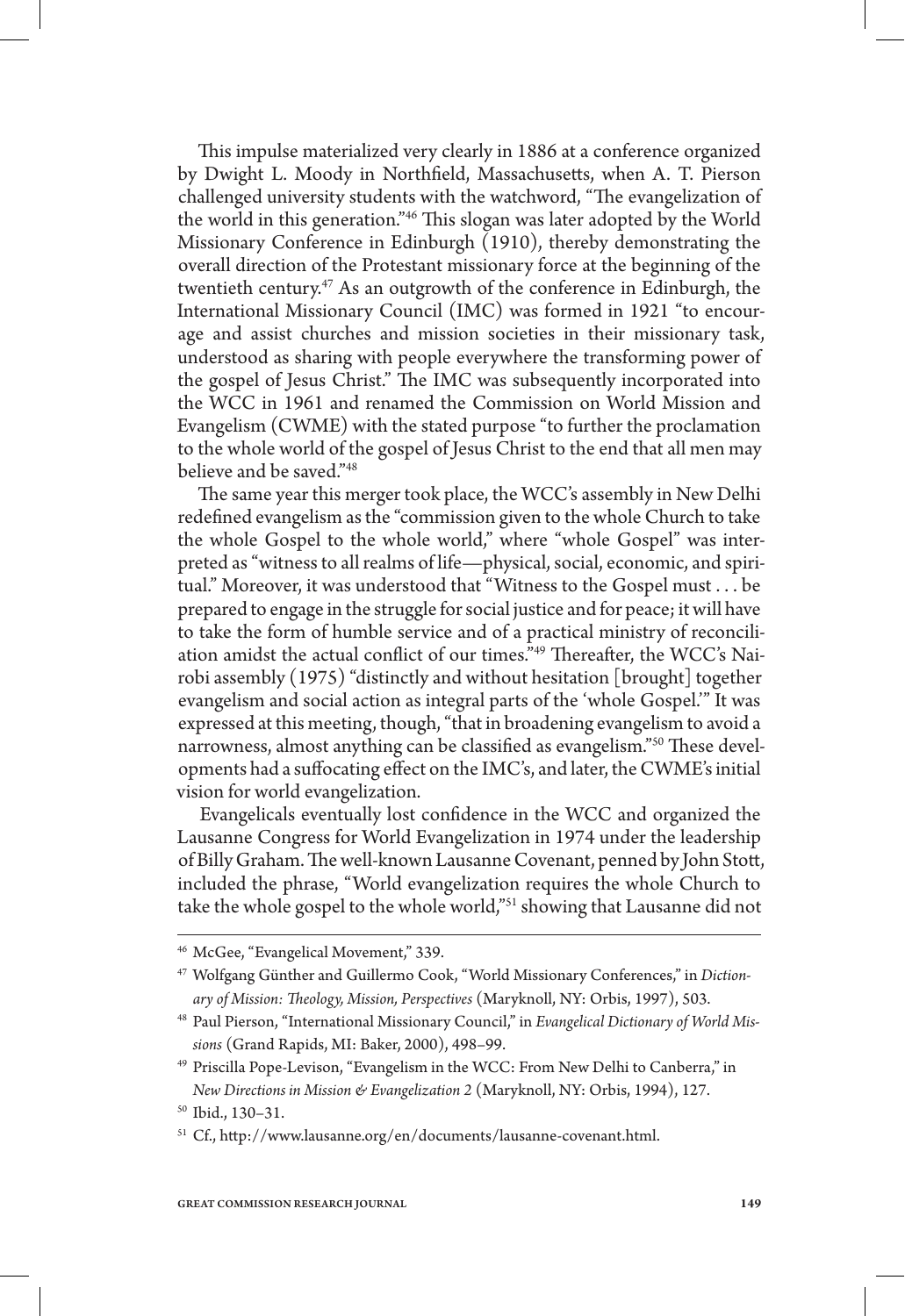This impulse materialized very clearly in 1886 at a conference organized by Dwight L. Moody in Northfield, Massachusetts, when A. T. Pierson challenged university students with the watchword, "The evangelization of the world in this generation."[46] This slogan was later adopted by the World Missionary Conference in Edinburgh (1910), thereby demonstrating the overall direction of the Protestant missionary force at the beginning of the twentieth century.[47] As an outgrowth of the conference in Edinburgh, the International Missionary Council (IMC) was formed in 1921 "to encourage and assist churches and mission societies in their missionary task, understood as sharing with people everywhere the transforming power of the gospel of Jesus Christ." The IMC was subsequently incorporated into the WCC in 1961 and renamed the Commission on World Mission and Evangelism (CWME) with the stated purpose "to further the proclamation to the whole world of the gospel of Jesus Christ to the end that all men may believe and be saved."[48]

The same year this merger took place, the WCC's assembly in New Delhi redefined evangelism as the "commission given to the whole Church to take the whole Gospel to the whole world," where "whole Gospel" was interpreted as "witness to all realms of life—physical, social, economic, and spiritual." Moreover, it was understood that "Witness to the Gospel must . . . be prepared to engage in the struggle for social justice and for peace; it will have to take the form of humble service and of a practical ministry of reconciliation amidst the actual conflict of our times."[49] Thereafter, the WCC's Nairobi assembly (1975) "distinctly and without hesitation [brought] together evangelism and social action as integral parts of the 'whole Gospel.'" It was expressed at this meeting, though, "that in broadening evangelism to avoid a narrowness, almost anything can be classified as evangelism."[50] These developments had a suffocating effect on the IMC's, and later, the CWME's initial vision for world evangelization.

Evangelicals eventually lost confidence in the WCC and organized the Lausanne Congress for World Evangelization in 1974 under the leadership of Billy Graham. The well-known Lausanne Covenant, penned by John Stott, included the phrase, "World evangelization requires the whole Church to take the whole gospel to the whole world,"[51] showing that Lausanne did not

---

[46] McGee, "Evangelical Movement," 339.

[47] Wolfgang Günther and Guillermo Cook, "World Missionary Conferences," in *Dictionary of Mission: Theology, Mission, Perspectives* (Maryknoll, NY: Orbis, 1997), 503.

[48] Paul Pierson, "International Missionary Council," in *Evangelical Dictionary of World Missions* (Grand Rapids, MI: Baker, 2000), 498–99.

[49] Priscilla Pope-Levison, "Evangelism in the WCC: From New Delhi to Canberra," in *New Directions in Mission & Evangelization 2* (Maryknoll, NY: Orbis, 1994), 127.

[50] Ibid., 130–31.

[51] Cf., http://www.lausanne.org/en/documents/lausanne-covenant.html.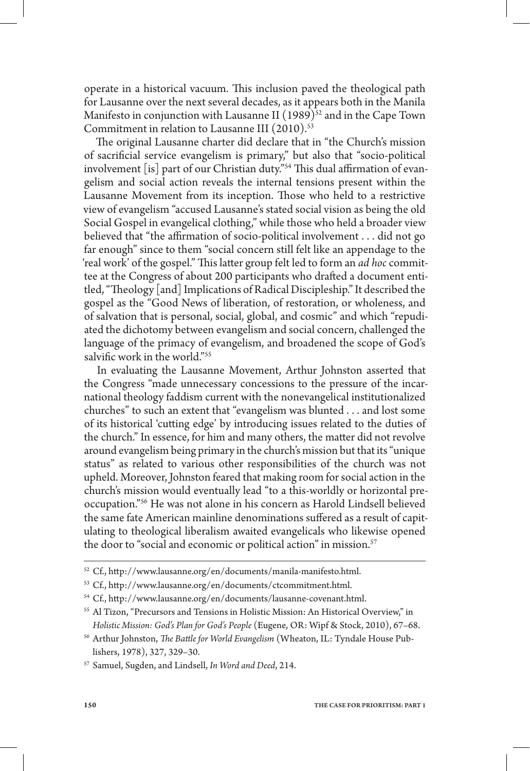operate in a historical vacuum. This inclusion paved the theological path for Lausanne over the next several decades, as it appears both in the Manila Manifesto in conjunction with Lausanne II (1989)[52] and in the Cape Town Commitment in relation to Lausanne III (2010).[53]

The original Lausanne charter did declare that in "the Church's mission of sacrificial service evangelism is primary," but also that "socio-political involvement [is] part of our Christian duty."[54] This dual affirmation of evangelism and social action reveals the internal tensions present within the Lausanne Movement from its inception. Those who held to a restrictive view of evangelism "accused Lausanne's stated social vision as being the old Social Gospel in evangelical clothing," while those who held a broader view believed that "the affirmation of socio-political involvement . . . did not go far enough" since to them "social concern still felt like an appendage to the 'real work' of the gospel." This latter group felt led to form an *ad hoc* committee at the Congress of about 200 participants who drafted a document entitled, "Theology [and] Implications of Radical Discipleship." It described the gospel as the "Good News of liberation, of restoration, or wholeness, and of salvation that is personal, social, global, and cosmic" and which "repudiated the dichotomy between evangelism and social concern, challenged the language of the primacy of evangelism, and broadened the scope of God's salvific work in the world."[55]

In evaluating the Lausanne Movement, Arthur Johnston asserted that the Congress "made unnecessary concessions to the pressure of the incarnational theology faddism current with the nonevangelical institutionalized churches" to such an extent that "evangelism was blunted . . . and lost some of its historical 'cutting edge' by introducing issues related to the duties of the church." In essence, for him and many others, the matter did not revolve around evangelism being primary in the church's mission but that its "unique status" as related to various other responsibilities of the church was not upheld. Moreover, Johnston feared that making room for social action in the church's mission would eventually lead "to a this-worldly or horizontal preoccupation."[56] He was not alone in his concern as Harold Lindsell believed the same fate American mainline denominations suffered as a result of capitulating to theological liberalism awaited evangelicals who likewise opened the door to "social and economic or political action" in mission.[57]

---

[52] Cf., http://www.lausanne.org/en/documents/manila-manifesto.html.

[53] Cf., http://www.lausanne.org/en/documents/ctcommitment.html.

[54] Cf., http://www.lausanne.org/en/documents/lausanne-covenant.html.

[55] Al Tizon, "Precursors and Tensions in Holistic Mission: An Historical Overview," in *Holistic Mission: God's Plan for God's People* (Eugene, OR: Wipf & Stock, 2010), 67–68.

[56] Arthur Johnston, *The Battle for World Evangelism* (Wheaton, IL: Tyndale House Publishers, 1978), 327, 329–30.

[57] Samuel, Sugden, and Lindsell, *In Word and Deed*, 214.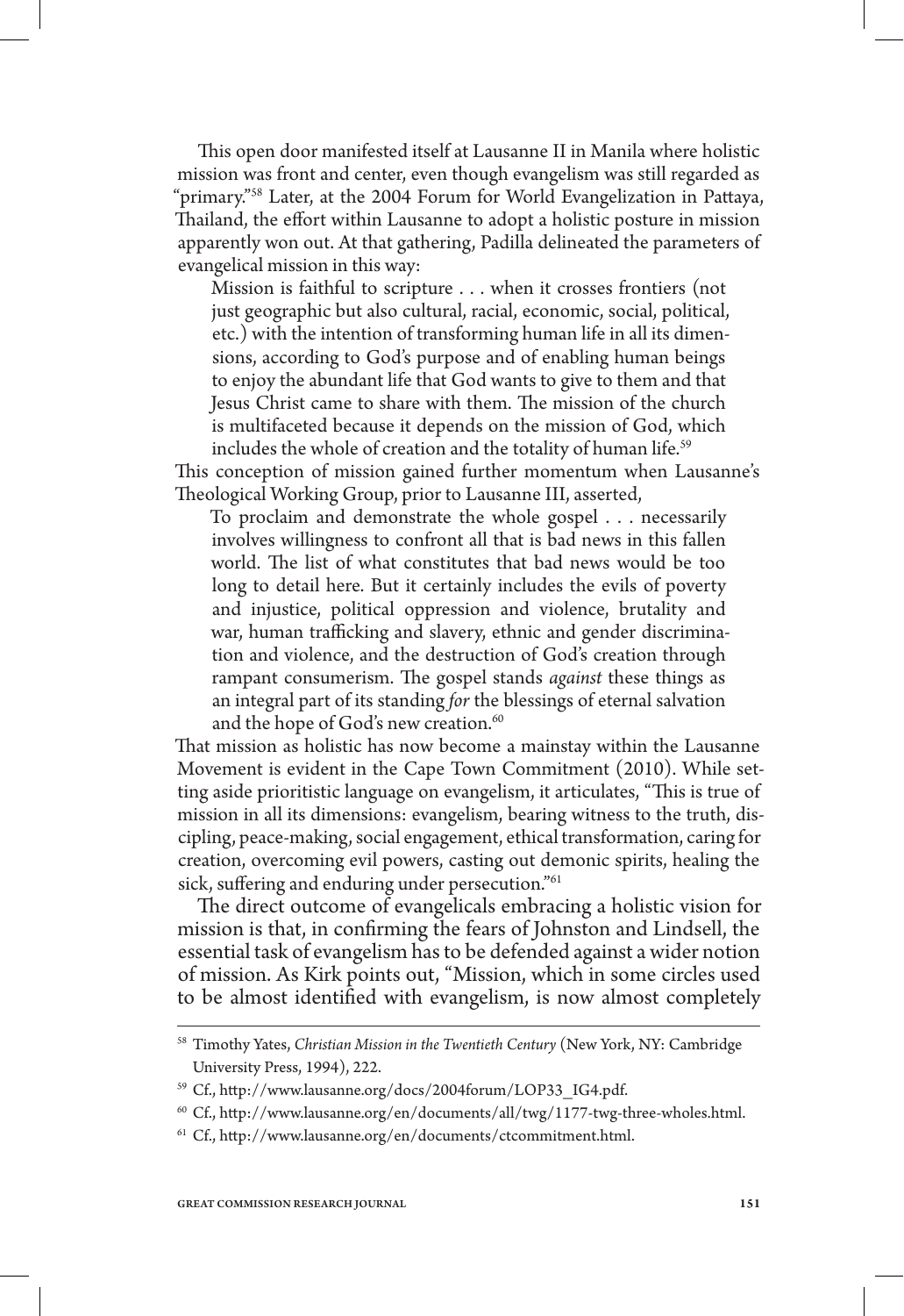This open door manifested itself at Lausanne II in Manila where holistic mission was front and center, even though evangelism was still regarded as "primary."[58] Later, at the 2004 Forum for World Evangelization in Pattaya, Thailand, the effort within Lausanne to adopt a holistic posture in mission apparently won out. At that gathering, Padilla delineated the parameters of evangelical mission in this way:

> Mission is faithful to scripture . . . when it crosses frontiers (not just geographic but also cultural, racial, economic, social, political, etc.) with the intention of transforming human life in all its dimensions, according to God's purpose and of enabling human beings to enjoy the abundant life that God wants to give to them and that Jesus Christ came to share with them. The mission of the church is multifaceted because it depends on the mission of God, which includes the whole of creation and the totality of human life.[59]

This conception of mission gained further momentum when Lausanne's Theological Working Group, prior to Lausanne III, asserted,

> To proclaim and demonstrate the whole gospel . . . necessarily involves willingness to confront all that is bad news in this fallen world. The list of what constitutes that bad news would be too long to detail here. But it certainly includes the evils of poverty and injustice, political oppression and violence, brutality and war, human trafficking and slavery, ethnic and gender discrimination and violence, and the destruction of God's creation through rampant consumerism. The gospel stands *against* these things as an integral part of its standing *for* the blessings of eternal salvation and the hope of God's new creation.[60]

That mission as holistic has now become a mainstay within the Lausanne Movement is evident in the Cape Town Commitment (2010). While setting aside prioritistic language on evangelism, it articulates, "This is true of mission in all its dimensions: evangelism, bearing witness to the truth, discipling, peace-making, social engagement, ethical transformation, caring for creation, overcoming evil powers, casting out demonic spirits, healing the sick, suffering and enduring under persecution."[61]

The direct outcome of evangelicals embracing a holistic vision for mission is that, in confirming the fears of Johnston and Lindsell, the essential task of evangelism has to be defended against a wider notion of mission. As Kirk points out, "Mission, which in some circles used to be almost identified with evangelism, is now almost completely

---

[58] Timothy Yates, *Christian Mission in the Twentieth Century* (New York, NY: Cambridge University Press, 1994), 222.

[59] Cf., http://www.lausanne.org/docs/2004forum/LOP33_IG4.pdf.

[60] Cf., http://www.lausanne.org/en/documents/all/twg/1177-twg-three-wholes.html.

[61] Cf., http://www.lausanne.org/en/documents/ctcommitment.html.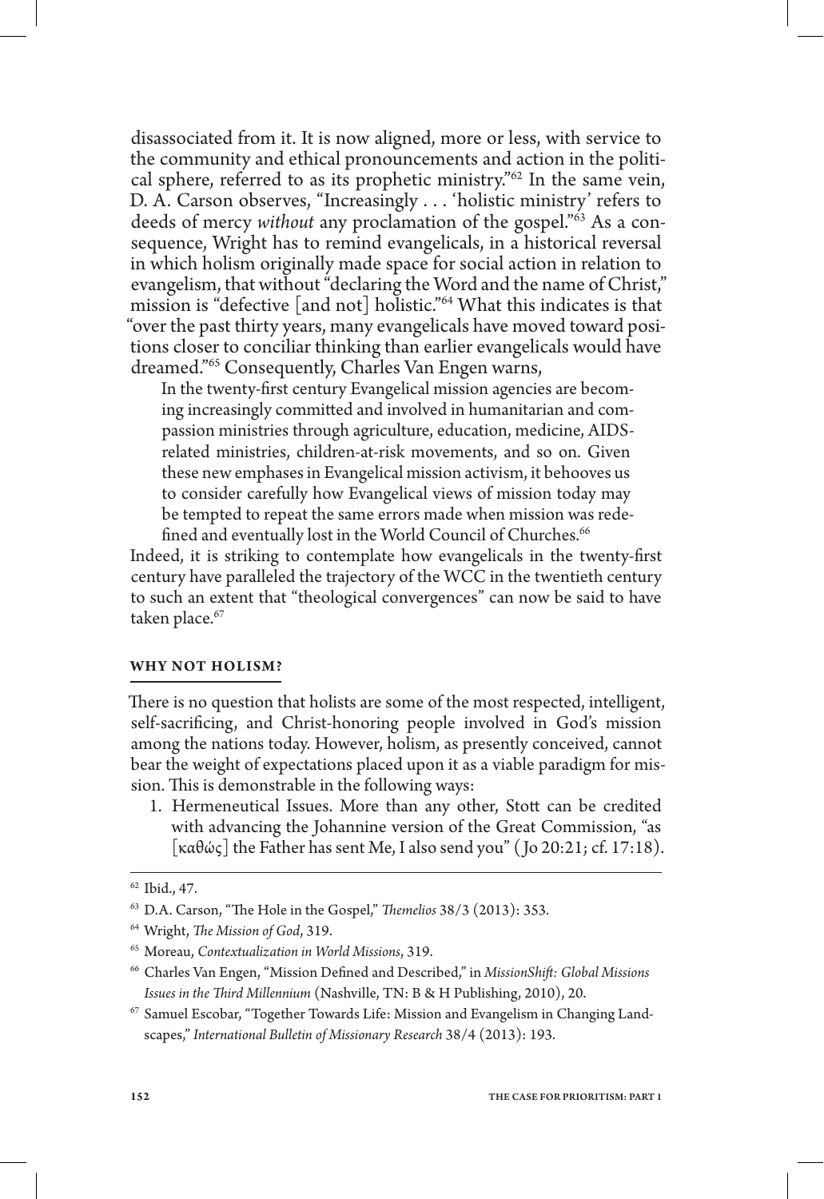disassociated from it. It is now aligned, more or less, with service to the community and ethical pronouncements and action in the political sphere, referred to as its prophetic ministry."[62] In the same vein, D. A. Carson observes, "Increasingly . . . 'holistic ministry' refers to deeds of mercy *without* any proclamation of the gospel."[63] As a consequence, Wright has to remind evangelicals, in a historical reversal in which holism originally made space for social action in relation to evangelism, that without "declaring the Word and the name of Christ," mission is "defective [and not] holistic."[64] What this indicates is that "over the past thirty years, many evangelicals have moved toward positions closer to conciliar thinking than earlier evangelicals would have dreamed."[65] Consequently, Charles Van Engen warns,

> In the twenty-first century Evangelical mission agencies are becoming increasingly committed and involved in humanitarian and compassion ministries through agriculture, education, medicine, AIDS-related ministries, children-at-risk movements, and so on. Given these new emphases in Evangelical mission activism, it behooves us to consider carefully how Evangelical views of mission today may be tempted to repeat the same errors made when mission was redefined and eventually lost in the World Council of Churches.[66]

Indeed, it is striking to contemplate how evangelicals in the twenty-first century have paralleled the trajectory of the WCC in the twentieth century to such an extent that "theological convergences" can now be said to have taken place.[67]

## WHY NOT HOLISM?

There is no question that holists are some of the most respected, intelligent, self-sacrificing, and Christ-honoring people involved in God's mission among the nations today. However, holism, as presently conceived, cannot bear the weight of expectations placed upon it as a viable paradigm for mission. This is demonstrable in the following ways:

1. Hermeneutical Issues. More than any other, Stott can be credited with advancing the Johannine version of the Great Commission, "as [καθώς] the Father has sent Me, I also send you" (Jo 20:21; cf. 17:18).

---

[62] Ibid., 47.

[63] D.A. Carson, "The Hole in the Gospel," *Themelios* 38/3 (2013): 353.

[64] Wright, *The Mission of God*, 319.

[65] Moreau, *Contextualization in World Missions*, 319.

[66] Charles Van Engen, "Mission Defined and Described," in *MissionShift: Global Missions Issues in the Third Millennium* (Nashville, TN: B & H Publishing, 2010), 20.

[67] Samuel Escobar, "Together Towards Life: Mission and Evangelism in Changing Landscapes," *International Bulletin of Missionary Research* 38/4 (2013): 193.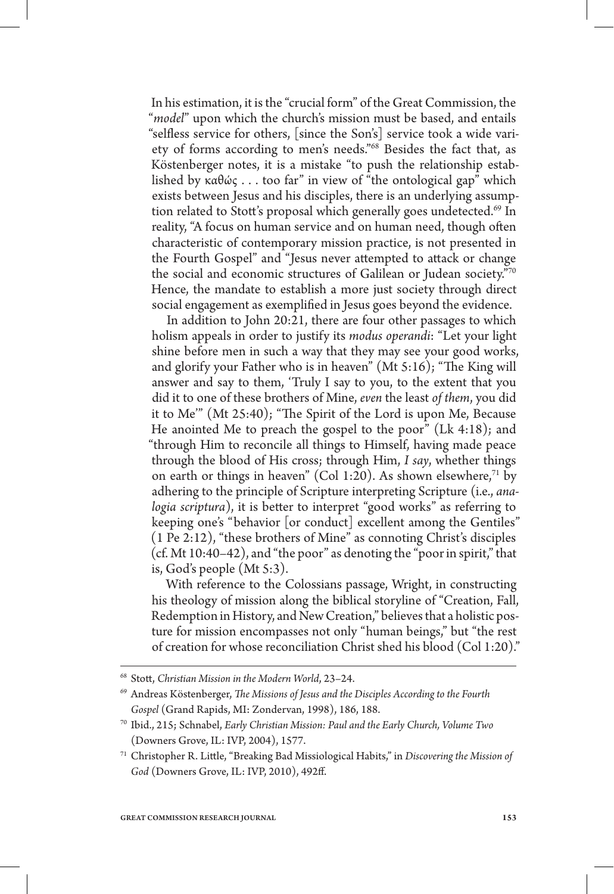In his estimation, it is the "crucial form" of the Great Commission, the "*model*" upon which the church's mission must be based, and entails "selfless service for others, [since the Son's] service took a wide variety of forms according to men's needs."[68] Besides the fact that, as Köstenberger notes, it is a mistake "to push the relationship established by καθώς . . . too far" in view of "the ontological gap" which exists between Jesus and his disciples, there is an underlying assumption related to Stott's proposal which generally goes undetected.[69] In reality, "A focus on human service and on human need, though often characteristic of contemporary mission practice, is not presented in the Fourth Gospel" and "Jesus never attempted to attack or change the social and economic structures of Galilean or Judean society."[70] Hence, the mandate to establish a more just society through direct social engagement as exemplified in Jesus goes beyond the evidence.

In addition to John 20:21, there are four other passages to which holism appeals in order to justify its *modus operandi*: "Let your light shine before men in such a way that they may see your good works, and glorify your Father who is in heaven" (Mt 5:16); "The King will answer and say to them, 'Truly I say to you, to the extent that you did it to one of these brothers of Mine, *even* the least *of them*, you did it to Me'" (Mt 25:40); "The Spirit of the Lord is upon Me, Because He anointed Me to preach the gospel to the poor" (Lk 4:18); and "through Him to reconcile all things to Himself, having made peace through the blood of His cross; through Him, *I say*, whether things on earth or things in heaven" (Col 1:20). As shown elsewhere,[71] by adhering to the principle of Scripture interpreting Scripture (i.e., *analogia scriptura*), it is better to interpret "good works" as referring to keeping one's "behavior [or conduct] excellent among the Gentiles" (1 Pe 2:12), "these brothers of Mine" as connoting Christ's disciples (cf. Mt 10:40–42), and "the poor" as denoting the "poor in spirit," that is, God's people (Mt 5:3).

With reference to the Colossians passage, Wright, in constructing his theology of mission along the biblical storyline of "Creation, Fall, Redemption in History, and New Creation," believes that a holistic posture for mission encompasses not only "human beings," but "the rest of creation for whose reconciliation Christ shed his blood (Col 1:20)."

---

[68] Stott, *Christian Mission in the Modern World*, 23–24.

[69] Andreas Köstenberger, *The Missions of Jesus and the Disciples According to the Fourth Gospel* (Grand Rapids, MI: Zondervan, 1998), 186, 188.

[70] Ibid., 215; Schnabel, *Early Christian Mission: Paul and the Early Church, Volume Two* (Downers Grove, IL: IVP, 2004), 1577.

[71] Christopher R. Little, "Breaking Bad Missiological Habits," in *Discovering the Mission of God* (Downers Grove, IL: IVP, 2010), 492ff.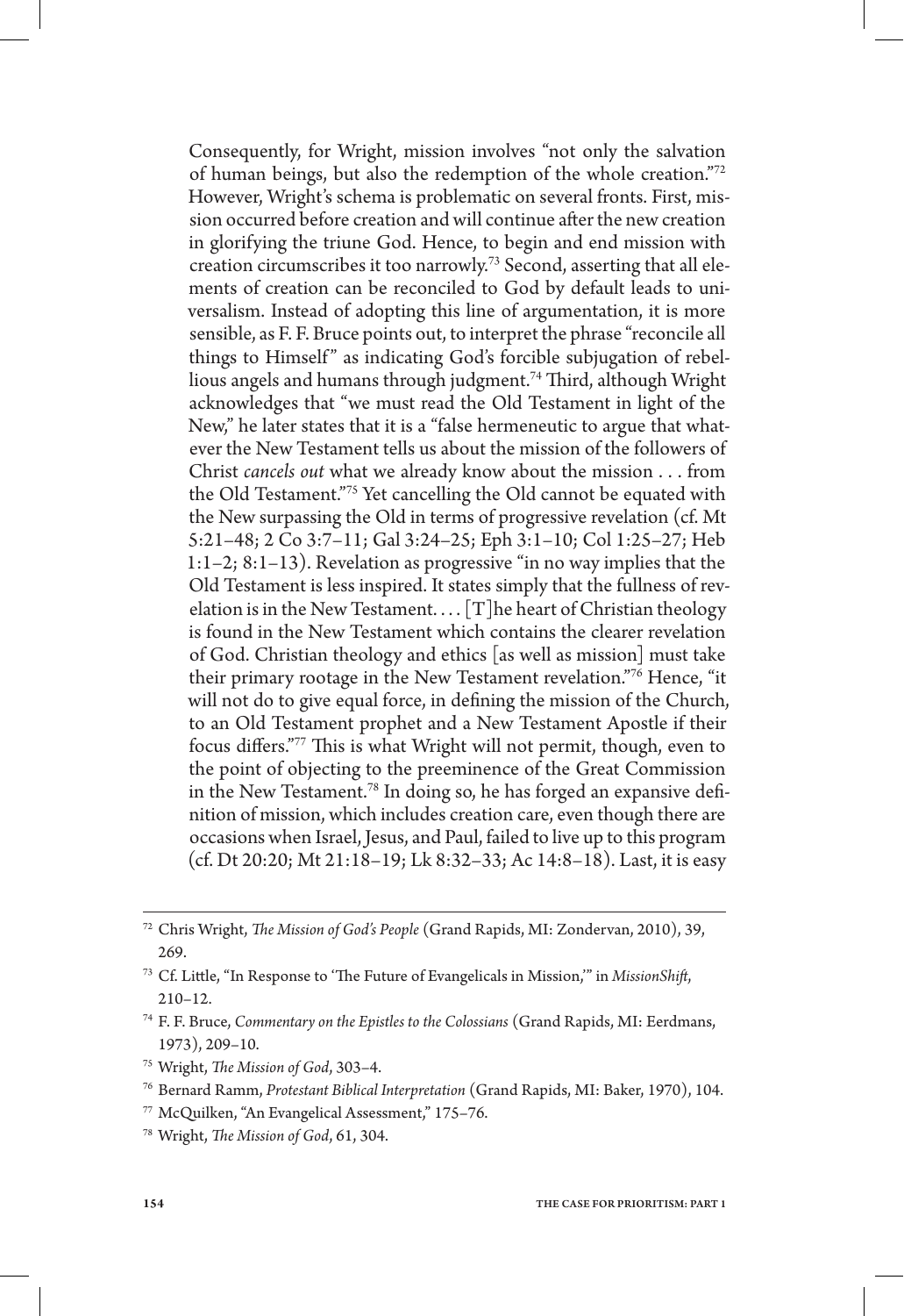Consequently, for Wright, mission involves "not only the salvation of human beings, but also the redemption of the whole creation."[72] However, Wright's schema is problematic on several fronts. First, mission occurred before creation and will continue after the new creation in glorifying the triune God. Hence, to begin and end mission with creation circumscribes it too narrowly.[73] Second, asserting that all elements of creation can be reconciled to God by default leads to universalism. Instead of adopting this line of argumentation, it is more sensible, as F. F. Bruce points out, to interpret the phrase "reconcile all things to Himself" as indicating God's forcible subjugation of rebellious angels and humans through judgment.[74] Third, although Wright acknowledges that "we must read the Old Testament in light of the New," he later states that it is a "false hermeneutic to argue that whatever the New Testament tells us about the mission of the followers of Christ *cancels out* what we already know about the mission . . . from the Old Testament."[75] Yet cancelling the Old cannot be equated with the New surpassing the Old in terms of progressive revelation (cf. Mt 5:21–48; 2 Co 3:7–11; Gal 3:24–25; Eph 3:1–10; Col 1:25–27; Heb 1:1–2; 8:1–13). Revelation as progressive "in no way implies that the Old Testament is less inspired. It states simply that the fullness of revelation is in the New Testament. . . . [T]he heart of Christian theology is found in the New Testament which contains the clearer revelation of God. Christian theology and ethics [as well as mission] must take their primary rootage in the New Testament revelation."[76] Hence, "it will not do to give equal force, in defining the mission of the Church, to an Old Testament prophet and a New Testament Apostle if their focus differs."[77] This is what Wright will not permit, though, even to the point of objecting to the preeminence of the Great Commission in the New Testament.[78] In doing so, he has forged an expansive definition of mission, which includes creation care, even though there are occasions when Israel, Jesus, and Paul, failed to live up to this program (cf. Dt 20:20; Mt 21:18–19; Lk 8:32–33; Ac 14:8–18). Last, it is easy

---

[72] Chris Wright, *The Mission of God's People* (Grand Rapids, MI: Zondervan, 2010), 39, 269.

[73] Cf. Little, "In Response to 'The Future of Evangelicals in Mission,'" in *MissionShift*, 210–12.

[74] F. F. Bruce, *Commentary on the Epistles to the Colossians* (Grand Rapids, MI: Eerdmans, 1973), 209–10.

[75] Wright, *The Mission of God*, 303–4.

[76] Bernard Ramm, *Protestant Biblical Interpretation* (Grand Rapids, MI: Baker, 1970), 104.

[77] McQuilken, "An Evangelical Assessment," 175–76.

[78] Wright, *The Mission of God*, 61, 304.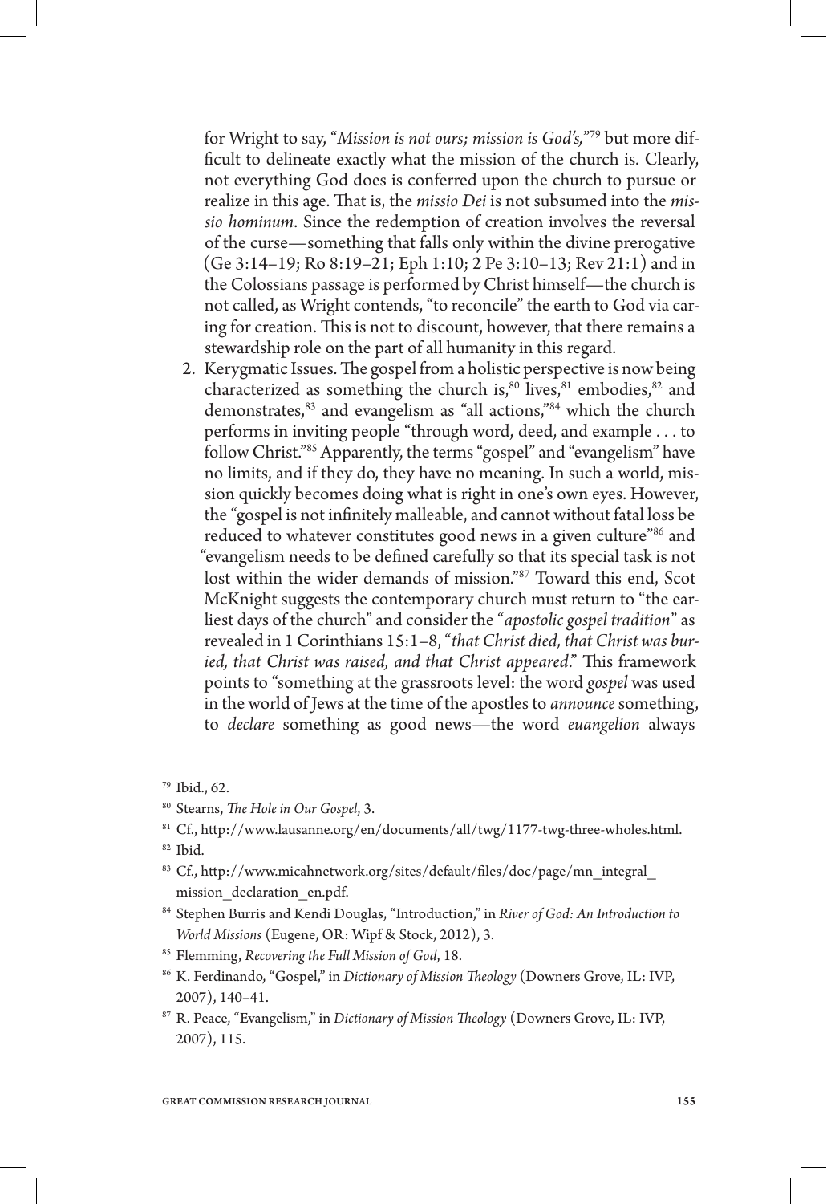for Wright to say, "*Mission is not ours; mission is God's,*"[79] but more difficult to delineate exactly what the mission of the church is. Clearly, not everything God does is conferred upon the church to pursue or realize in this age. That is, the *missio Dei* is not subsumed into the *missio hominum*. Since the redemption of creation involves the reversal of the curse—something that falls only within the divine prerogative (Ge 3:14–19; Ro 8:19–21; Eph 1:10; 2 Pe 3:10–13; Rev 21:1) and in the Colossians passage is performed by Christ himself—the church is not called, as Wright contends, "to reconcile" the earth to God via caring for creation. This is not to discount, however, that there remains a stewardship role on the part of all humanity in this regard.

2. Kerygmatic Issues. The gospel from a holistic perspective is now being characterized as something the church is,[80] lives,[81] embodies,[82] and demonstrates,[83] and evangelism as "all actions,"[84] which the church performs in inviting people "through word, deed, and example . . . to follow Christ."[85] Apparently, the terms "gospel" and "evangelism" have no limits, and if they do, they have no meaning. In such a world, mission quickly becomes doing what is right in one's own eyes. However, the "gospel is not infinitely malleable, and cannot without fatal loss be reduced to whatever constitutes good news in a given culture"[86] and "evangelism needs to be defined carefully so that its special task is not lost within the wider demands of mission."[87] Toward this end, Scot McKnight suggests the contemporary church must return to "the earliest days of the church" and consider the "*apostolic gospel tradition*" as revealed in 1 Corinthians 15:1–8, "*that Christ died, that Christ was buried, that Christ was raised, and that Christ appeared*." This framework points to "something at the grassroots level: the word *gospel* was used in the world of Jews at the time of the apostles to *announce* something, to *declare* something as good news—the word *euangelion* always

---

[79] Ibid., 62.

[80] Stearns, *The Hole in Our Gospel*, 3.

[81] Cf., http://www.lausanne.org/en/documents/all/twg/1177-twg-three-wholes.html.

[82] Ibid.

[83] Cf., http://www.micahnetwork.org/sites/default/files/doc/page/mn_integral_mission_declaration_en.pdf.

[84] Stephen Burris and Kendi Douglas, "Introduction," in *River of God: An Introduction to World Missions* (Eugene, OR: Wipf & Stock, 2012), 3.

[85] Flemming, *Recovering the Full Mission of God*, 18.

[86] K. Ferdinando, "Gospel," in *Dictionary of Mission Theology* (Downers Grove, IL: IVP, 2007), 140–41.

[87] R. Peace, "Evangelism," in *Dictionary of Mission Theology* (Downers Grove, IL: IVP, 2007), 115.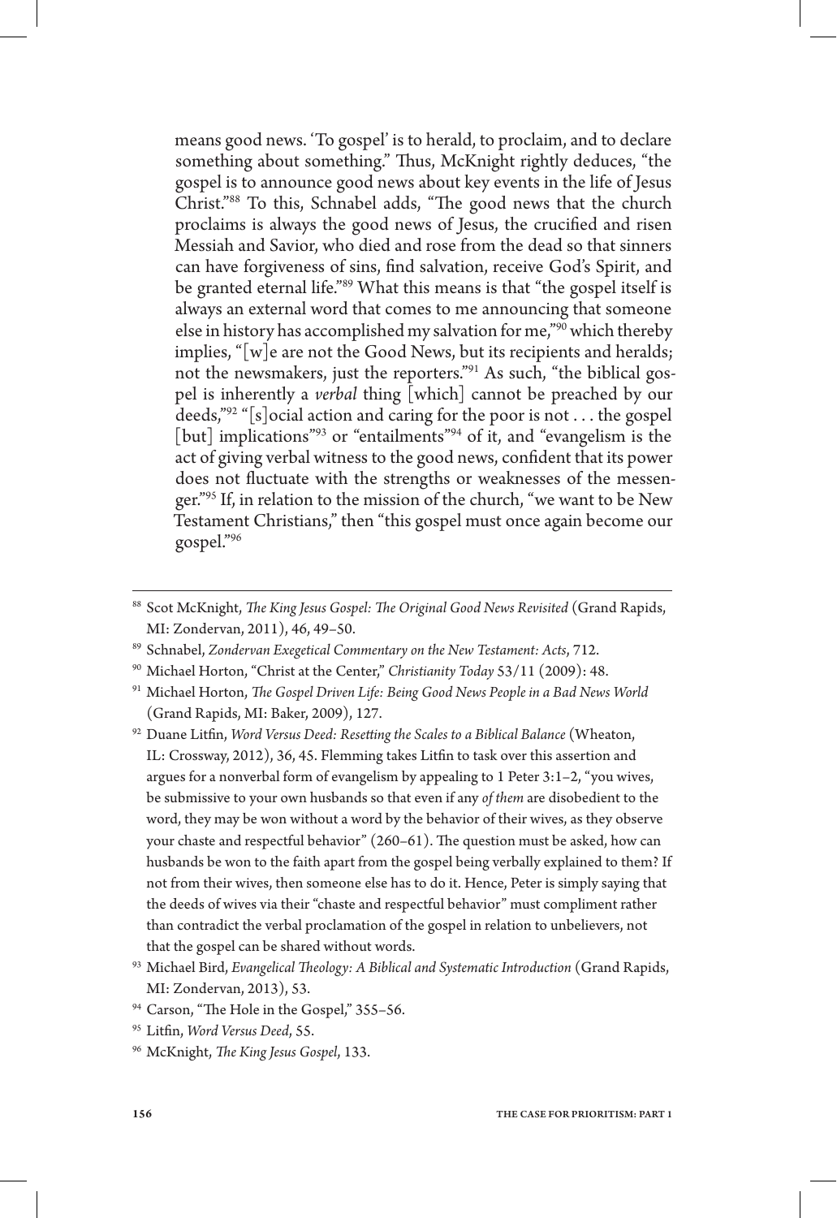means good news. 'To gospel' is to herald, to proclaim, and to declare something about something." Thus, McKnight rightly deduces, "the gospel is to announce good news about key events in the life of Jesus Christ."[88] To this, Schnabel adds, "The good news that the church proclaims is always the good news of Jesus, the crucified and risen Messiah and Savior, who died and rose from the dead so that sinners can have forgiveness of sins, find salvation, receive God's Spirit, and be granted eternal life."[89] What this means is that "the gospel itself is always an external word that comes to me announcing that someone else in history has accomplished my salvation for me,"[90] which thereby implies, "[w]e are not the Good News, but its recipients and heralds; not the newsmakers, just the reporters."[91] As such, "the biblical gospel is inherently a *verbal* thing [which] cannot be preached by our deeds,"[92] "[s]ocial action and caring for the poor is not . . . the gospel [but] implications"[93] or "entailments"[94] of it, and "evangelism is the act of giving verbal witness to the good news, confident that its power does not fluctuate with the strengths or weaknesses of the messenger."[95] If, in relation to the mission of the church, "we want to be New Testament Christians," then "this gospel must once again become our gospel."[96]

---

[88] Scot McKnight, *The King Jesus Gospel: The Original Good News Revisited* (Grand Rapids, MI: Zondervan, 2011), 46, 49–50.

[89] Schnabel, *Zondervan Exegetical Commentary on the New Testament: Acts*, 712.

[90] Michael Horton, "Christ at the Center," *Christianity Today* 53/11 (2009): 48.

[91] Michael Horton, *The Gospel Driven Life: Being Good News People in a Bad News World* (Grand Rapids, MI: Baker, 2009), 127.

[92] Duane Litfin, *Word Versus Deed: Resetting the Scales to a Biblical Balance* (Wheaton, IL: Crossway, 2012), 36, 45. Flemming takes Litfin to task over this assertion and argues for a nonverbal form of evangelism by appealing to 1 Peter 3:1–2, "you wives, be submissive to your own husbands so that even if any *of them* are disobedient to the word, they may be won without a word by the behavior of their wives, as they observe your chaste and respectful behavior" (260–61). The question must be asked, how can husbands be won to the faith apart from the gospel being verbally explained to them? If not from their wives, then someone else has to do it. Hence, Peter is simply saying that the deeds of wives via their "chaste and respectful behavior" must compliment rather than contradict the verbal proclamation of the gospel in relation to unbelievers, not that the gospel can be shared without words.

[93] Michael Bird, *Evangelical Theology: A Biblical and Systematic Introduction* (Grand Rapids, MI: Zondervan, 2013), 53.

[94] Carson, "The Hole in the Gospel," 355–56.

[95] Litfin, *Word Versus Deed*, 55.

[96] McKnight, *The King Jesus Gospel*, 133.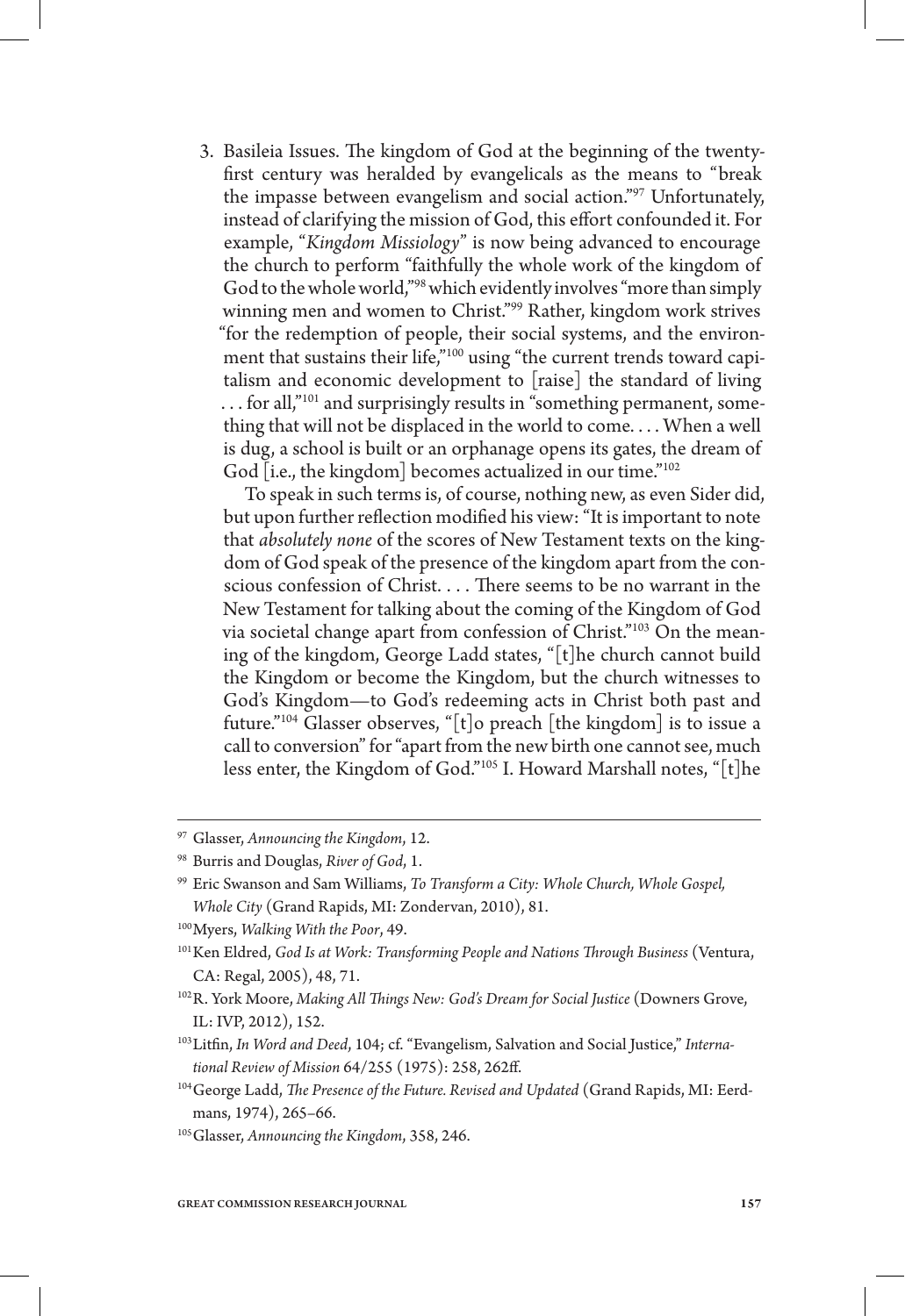3. Basileia Issues. The kingdom of God at the beginning of the twenty-first century was heralded by evangelicals as the means to "break the impasse between evangelism and social action."[97] Unfortunately, instead of clarifying the mission of God, this effort confounded it. For example, "*Kingdom Missiology*" is now being advanced to encourage the church to perform "faithfully the whole work of the kingdom of God to the whole world,"[98] which evidently involves "more than simply winning men and women to Christ."[99] Rather, kingdom work strives "for the redemption of people, their social systems, and the environment that sustains their life,"[100] using "the current trends toward capitalism and economic development to [raise] the standard of living . . . for all,"[101] and surprisingly results in "something permanent, something that will not be displaced in the world to come. . . . When a well is dug, a school is built or an orphanage opens its gates, the dream of God [i.e., the kingdom] becomes actualized in our time."[102]

   To speak in such terms is, of course, nothing new, as even Sider did, but upon further reflection modified his view: "It is important to note that *absolutely none* of the scores of New Testament texts on the kingdom of God speak of the presence of the kingdom apart from the conscious confession of Christ. . . . There seems to be no warrant in the New Testament for talking about the coming of the Kingdom of God via societal change apart from confession of Christ."[103] On the meaning of the kingdom, George Ladd states, "[t]he church cannot build the Kingdom or become the Kingdom, but the church witnesses to God's Kingdom—to God's redeeming acts in Christ both past and future."[104] Glasser observes, "[t]o preach [the kingdom] is to issue a call to conversion" for "apart from the new birth one cannot see, much less enter, the Kingdom of God."[105] I. Howard Marshall notes, "[t]he

---

[97] Glasser, *Announcing the Kingdom*, 12.

[98] Burris and Douglas, *River of God*, 1.

[99] Eric Swanson and Sam Williams, *To Transform a City: Whole Church, Whole Gospel, Whole City* (Grand Rapids, MI: Zondervan, 2010), 81.

[100] Myers, *Walking With the Poor*, 49.

[101] Ken Eldred, *God Is at Work: Transforming People and Nations Through Business* (Ventura, CA: Regal, 2005), 48, 71.

[102] R. York Moore, *Making All Things New: God's Dream for Social Justice* (Downers Grove, IL: IVP, 2012), 152.

[103] Litfin, *In Word and Deed*, 104; cf. "Evangelism, Salvation and Social Justice," *International Review of Mission* 64/255 (1975): 258, 262ff.

[104] George Ladd, *The Presence of the Future. Revised and Updated* (Grand Rapids, MI: Eerdmans, 1974), 265–66.

[105] Glasser, *Announcing the Kingdom*, 358, 246.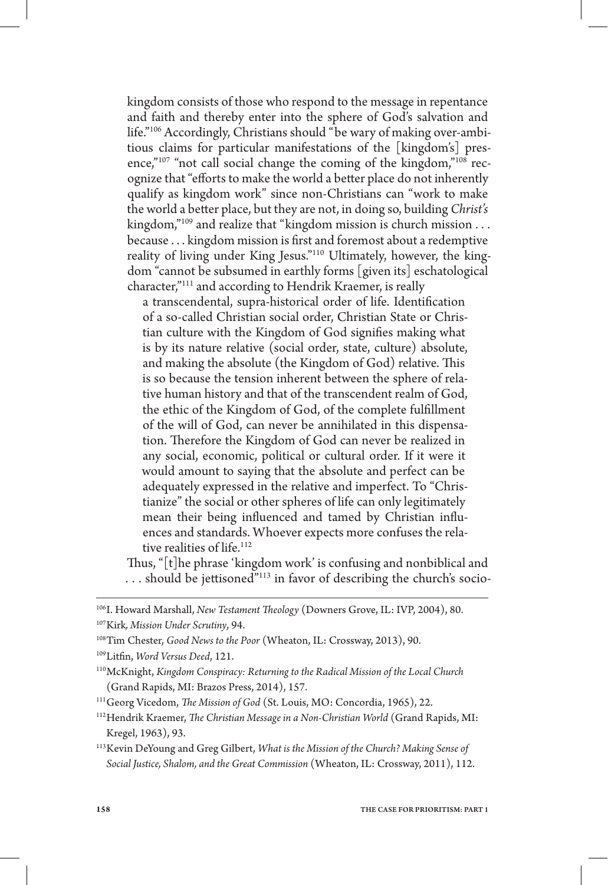kingdom consists of those who respond to the message in repentance and faith and thereby enter into the sphere of God's salvation and life."[106] Accordingly, Christians should "be wary of making over-ambitious claims for particular manifestations of the [kingdom's] presence,"[107] "not call social change the coming of the kingdom,"[108] recognize that "efforts to make the world a better place do not inherently qualify as kingdom work" since non-Christians can "work to make the world a better place, but they are not, in doing so, building *Christ's* kingdom,"[109] and realize that "kingdom mission is church mission . . . because . . . kingdom mission is first and foremost about a redemptive reality of living under King Jesus."[110] Ultimately, however, the kingdom "cannot be subsumed in earthly forms [given its] eschatological character,"[111] and according to Hendrik Kraemer, is really

> a transcendental, supra-historical order of life. Identification of a so-called Christian social order, Christian State or Christian culture with the Kingdom of God signifies making what is by its nature relative (social order, state, culture) absolute, and making the absolute (the Kingdom of God) relative. This is so because the tension inherent between the sphere of relative human history and that of the transcendent realm of God, the ethic of the Kingdom of God, of the complete fulfillment of the will of God, can never be annihilated in this dispensation. Therefore the Kingdom of God can never be realized in any social, economic, political or cultural order. If it were it would amount to saying that the absolute and perfect can be adequately expressed in the relative and imperfect. To "Christianize" the social or other spheres of life can only legitimately mean their being influenced and tamed by Christian influences and standards. Whoever expects more confuses the relative realities of life.[112]

Thus, "[t]he phrase 'kingdom work' is confusing and nonbiblical and . . . should be jettisoned"[113] in favor of describing the church's socio-

---

[106] I. Howard Marshall, *New Testament Theology* (Downers Grove, IL: IVP, 2004), 80.

[107] Kirk, *Mission Under Scrutiny*, 94.

[108] Tim Chester, *Good News to the Poor* (Wheaton, IL: Crossway, 2013), 90.

[109] Litfin, *Word Versus Deed*, 121.

[110] McKnight, *Kingdom Conspiracy: Returning to the Radical Mission of the Local Church* (Grand Rapids, MI: Brazos Press, 2014), 157.

[111] Georg Vicedom, *The Mission of God* (St. Louis, MO: Concordia, 1965), 22.

[112] Hendrik Kraemer, *The Christian Message in a Non-Christian World* (Grand Rapids, MI: Kregel, 1963), 93.

[113] Kevin DeYoung and Greg Gilbert, *What is the Mission of the Church? Making Sense of Social Justice, Shalom, and the Great Commission* (Wheaton, IL: Crossway, 2011), 112.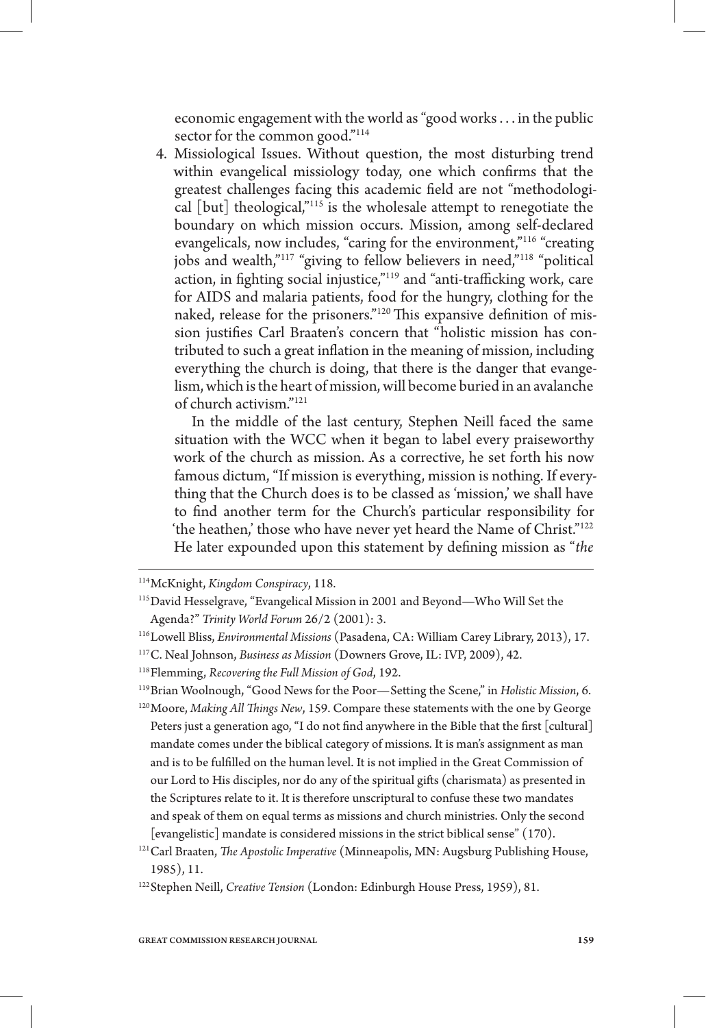economic engagement with the world as "good works . . . in the public sector for the common good."[114]

4. Missiological Issues. Without question, the most disturbing trend within evangelical missiology today, one which confirms that the greatest challenges facing this academic field are not "methodological [but] theological,"[115] is the wholesale attempt to renegotiate the boundary on which mission occurs. Mission, among self-declared evangelicals, now includes, "caring for the environment,"[116] "creating jobs and wealth,"[117] "giving to fellow believers in need,"[118] "political action, in fighting social injustice,"[119] and "anti-trafficking work, care for AIDS and malaria patients, food for the hungry, clothing for the naked, release for the prisoners."[120] This expansive definition of mission justifies Carl Braaten's concern that "holistic mission has contributed to such a great inflation in the meaning of mission, including everything the church is doing, that there is the danger that evangelism, which is the heart of mission, will become buried in an avalanche of church activism."[121]

   In the middle of the last century, Stephen Neill faced the same situation with the WCC when it began to label every praiseworthy work of the church as mission. As a corrective, he set forth his now famous dictum, "If mission is everything, mission is nothing. If everything that the Church does is to be classed as 'mission,' we shall have to find another term for the Church's particular responsibility for 'the heathen,' those who have never yet heard the Name of Christ."[122] He later expounded upon this statement by defining mission as "*the*

---

[114] McKnight, *Kingdom Conspiracy*, 118.

[115] David Hesselgrave, "Evangelical Mission in 2001 and Beyond—Who Will Set the Agenda?" *Trinity World Forum* 26/2 (2001): 3.

[116] Lowell Bliss, *Environmental Missions* (Pasadena, CA: William Carey Library, 2013), 17.

[117] C. Neal Johnson, *Business as Mission* (Downers Grove, IL: IVP, 2009), 42.

[118] Flemming, *Recovering the Full Mission of God*, 192.

[119] Brian Woolnough, "Good News for the Poor—Setting the Scene," in *Holistic Mission*, 6.

[120] Moore, *Making All Things New*, 159. Compare these statements with the one by George Peters just a generation ago, "I do not find anywhere in the Bible that the first [cultural] mandate comes under the biblical category of missions. It is man's assignment as man and is to be fulfilled on the human level. It is not implied in the Great Commission of our Lord to His disciples, nor do any of the spiritual gifts (charismata) as presented in the Scriptures relate to it. It is therefore unscriptural to confuse these two mandates and speak of them on equal terms as missions and church ministries. Only the second [evangelistic] mandate is considered missions in the strict biblical sense" (170).

[121] Carl Braaten, *The Apostolic Imperative* (Minneapolis, MN: Augsburg Publishing House, 1985), 11.

[122] Stephen Neill, *Creative Tension* (London: Edinburgh House Press, 1959), 81.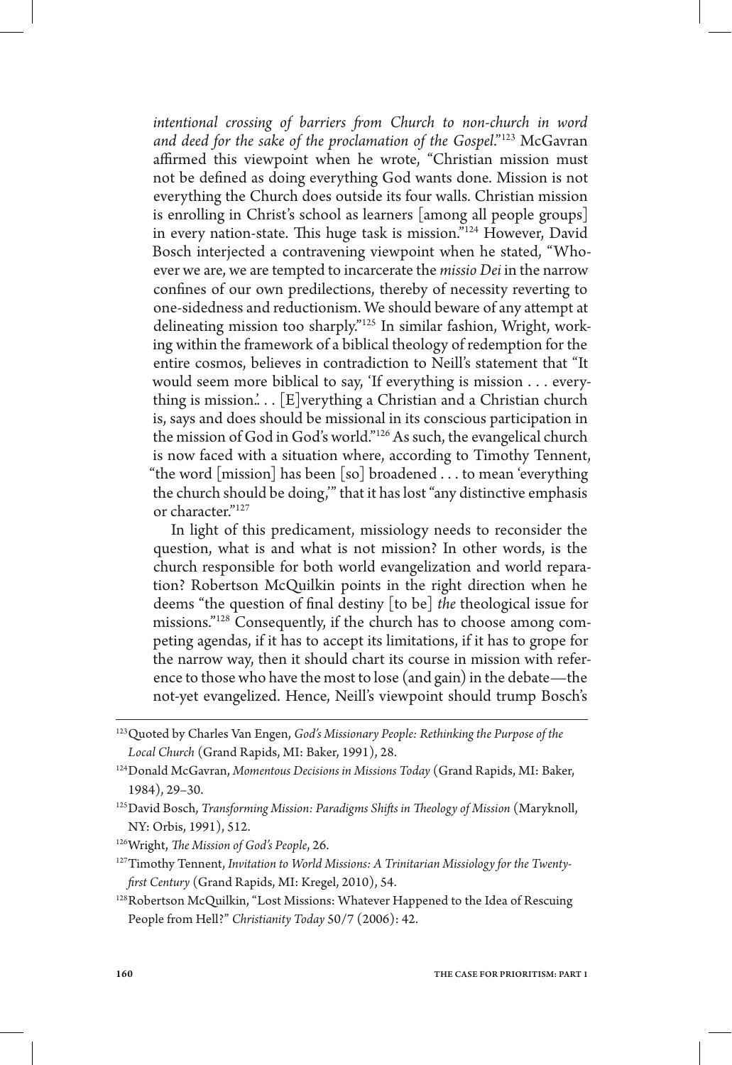*intentional crossing of barriers from Church to non-church in word and deed for the sake of the proclamation of the Gospel*."[123] McGavran affirmed this viewpoint when he wrote, "Christian mission must not be defined as doing everything God wants done. Mission is not everything the Church does outside its four walls. Christian mission is enrolling in Christ's school as learners [among all people groups] in every nation-state. This huge task is mission."[124] However, David Bosch interjected a contravening viewpoint when he stated, "Whoever we are, we are tempted to incarcerate the *missio Dei* in the narrow confines of our own predilections, thereby of necessity reverting to one-sidedness and reductionism. We should beware of any attempt at delineating mission too sharply."[125] In similar fashion, Wright, working within the framework of a biblical theology of redemption for the entire cosmos, believes in contradiction to Neill's statement that "It would seem more biblical to say, 'If everything is mission . . . everything is mission.'. . . [E]verything a Christian and a Christian church is, says and does should be missional in its conscious participation in the mission of God in God's world."[126] As such, the evangelical church is now faced with a situation where, according to Timothy Tennent, "the word [mission] has been [so] broadened . . . to mean 'everything the church should be doing,'" that it has lost "any distinctive emphasis or character."[127]

In light of this predicament, missiology needs to reconsider the question, what is and what is not mission? In other words, is the church responsible for both world evangelization and world reparation? Robertson McQuilkin points in the right direction when he deems "the question of final destiny [to be] *the* theological issue for missions."[128] Consequently, if the church has to choose among competing agendas, if it has to accept its limitations, if it has to grope for the narrow way, then it should chart its course in mission with reference to those who have the most to lose (and gain) in the debate—the not-yet evangelized. Hence, Neill's viewpoint should trump Bosch's

---

[123] Quoted by Charles Van Engen, *God's Missionary People: Rethinking the Purpose of the Local Church* (Grand Rapids, MI: Baker, 1991), 28.

[124] Donald McGavran, *Momentous Decisions in Missions Today* (Grand Rapids, MI: Baker, 1984), 29–30.

[125] David Bosch, *Transforming Mission: Paradigms Shifts in Theology of Mission* (Maryknoll, NY: Orbis, 1991), 512.

[126] Wright, *The Mission of God's People*, 26.

[127] Timothy Tennent, *Invitation to World Missions: A Trinitarian Missiology for the Twenty-first Century* (Grand Rapids, MI: Kregel, 2010), 54.

[128] Robertson McQuilkin, "Lost Missions: Whatever Happened to the Idea of Rescuing People from Hell?" *Christianity Today* 50/7 (2006): 42.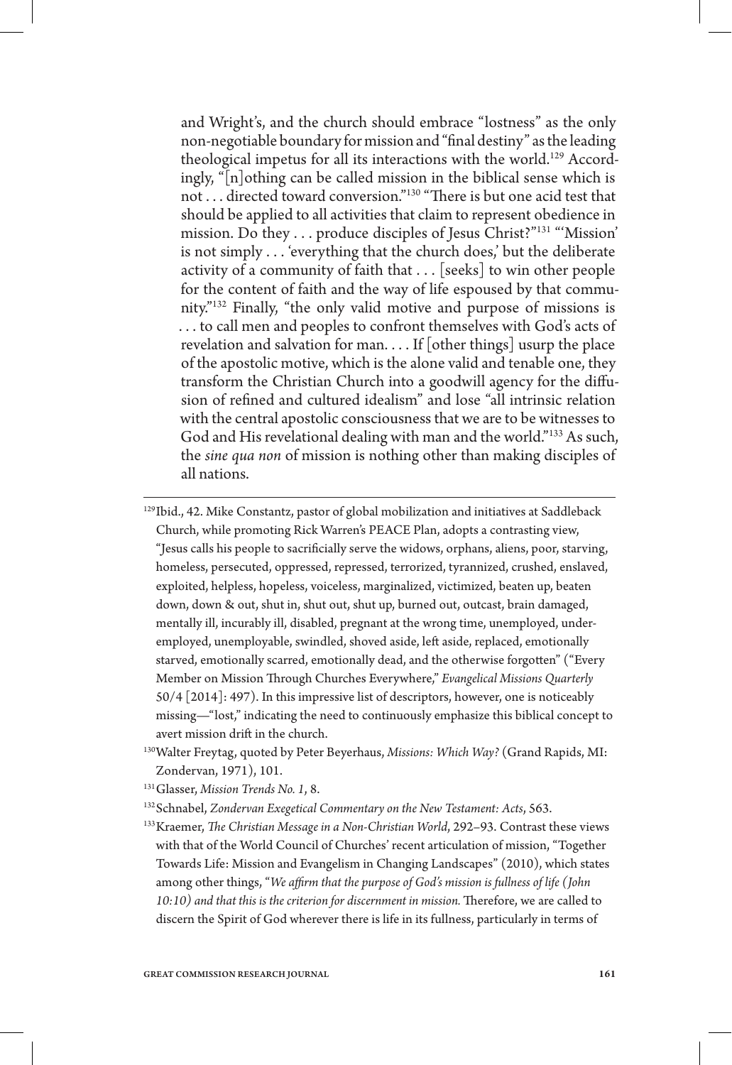and Wright's, and the church should embrace "lostness" as the only non-negotiable boundary for mission and "final destiny" as the leading theological impetus for all its interactions with the world.[129] Accordingly, "[n]othing can be called mission in the biblical sense which is not . . . directed toward conversion."[130] "There is but one acid test that should be applied to all activities that claim to represent obedience in mission. Do they . . . produce disciples of Jesus Christ?"[131] "'Mission' is not simply . . . 'everything that the church does,' but the deliberate activity of a community of faith that . . . [seeks] to win other people for the content of faith and the way of life espoused by that community."[132] Finally, "the only valid motive and purpose of missions is . . . to call men and peoples to confront themselves with God's acts of revelation and salvation for man. . . . If [other things] usurp the place of the apostolic motive, which is the alone valid and tenable one, they transform the Christian Church into a goodwill agency for the diffusion of refined and cultured idealism" and lose "all intrinsic relation with the central apostolic consciousness that we are to be witnesses to God and His revelational dealing with man and the world."[133] As such, the *sine qua non* of mission is nothing other than making disciples of all nations.

---

[129] Ibid., 42. Mike Constantz, pastor of global mobilization and initiatives at Saddleback Church, while promoting Rick Warren's PEACE Plan, adopts a contrasting view, "Jesus calls his people to sacrificially serve the widows, orphans, aliens, poor, starving, homeless, persecuted, oppressed, repressed, terrorized, tyrannized, crushed, enslaved, exploited, helpless, hopeless, voiceless, marginalized, victimized, beaten up, beaten down, down & out, shut in, shut out, shut up, burned out, outcast, brain damaged, mentally ill, incurably ill, disabled, pregnant at the wrong time, unemployed, underemployed, unemployable, swindled, shoved aside, left aside, replaced, emotionally starved, emotionally scarred, emotionally dead, and the otherwise forgotten" ("Every Member on Mission Through Churches Everywhere," *Evangelical Missions Quarterly* 50/4 [2014]: 497). In this impressive list of descriptors, however, one is noticeably missing—"lost," indicating the need to continuously emphasize this biblical concept to avert mission drift in the church.

[130] Walter Freytag, quoted by Peter Beyerhaus, *Missions: Which Way?* (Grand Rapids, MI: Zondervan, 1971), 101.

[131] Glasser, *Mission Trends No. 1*, 8.

[132] Schnabel, *Zondervan Exegetical Commentary on the New Testament: Acts*, 563.

[133] Kraemer, *The Christian Message in a Non-Christian World*, 292–93. Contrast these views with that of the World Council of Churches' recent articulation of mission, "Together Towards Life: Mission and Evangelism in Changing Landscapes" (2010), which states among other things, "*We affirm that the purpose of God's mission is fullness of life (John 10:10) and that this is the criterion for discernment in mission.* Therefore, we are called to discern the Spirit of God wherever there is life in its fullness, particularly in terms of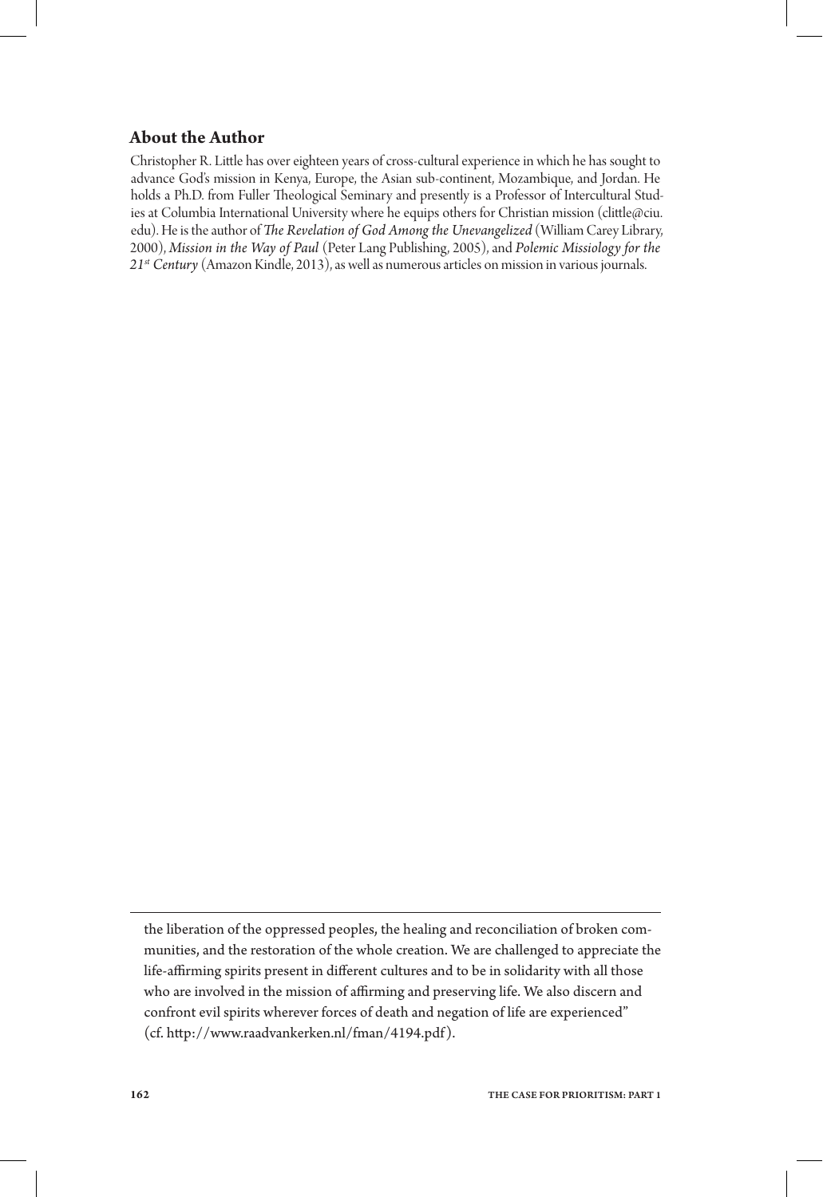## About the Author

Christopher R. Little has over eighteen years of cross-cultural experience in which he has sought to advance God's mission in Kenya, Europe, the Asian sub-continent, Mozambique, and Jordan. He holds a Ph.D. from Fuller Theological Seminary and presently is a Professor of Intercultural Studies at Columbia International University where he equips others for Christian mission (clittle@ciu.edu). He is the author of *The Revelation of God Among the Unevangelized* (William Carey Library, 2000), *Mission in the Way of Paul* (Peter Lang Publishing, 2005), and *Polemic Missiology for the 21st Century* (Amazon Kindle, 2013), as well as numerous articles on mission in various journals.

---

the liberation of the oppressed peoples, the healing and reconciliation of broken communities, and the restoration of the whole creation. We are challenged to appreciate the life-affirming spirits present in different cultures and to be in solidarity with all those who are involved in the mission of affirming and preserving life. We also discern and confront evil spirits wherever forces of death and negation of life are experienced" (cf. http://www.raadvankerken.nl/fman/4194.pdf).